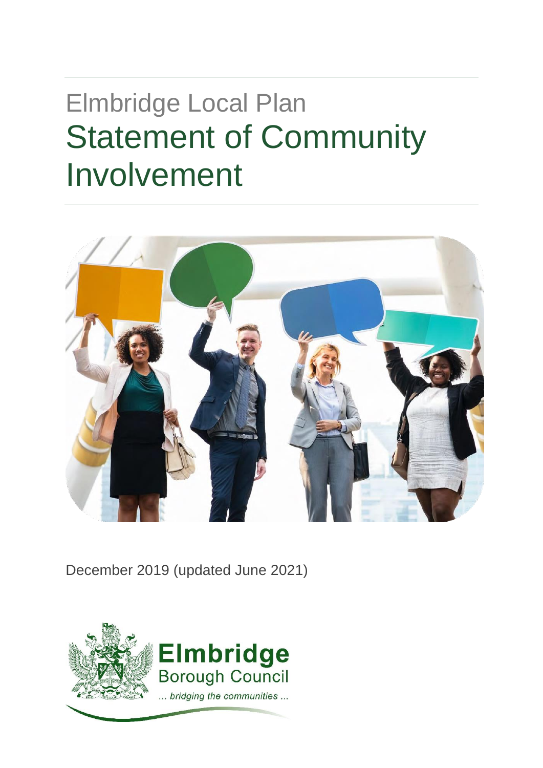# Elmbridge Local Plan

# Statement of Community Involvement

December 2019 (updated June 2021)

**Elmbridge** Borough Council

*... bridging the communities ...*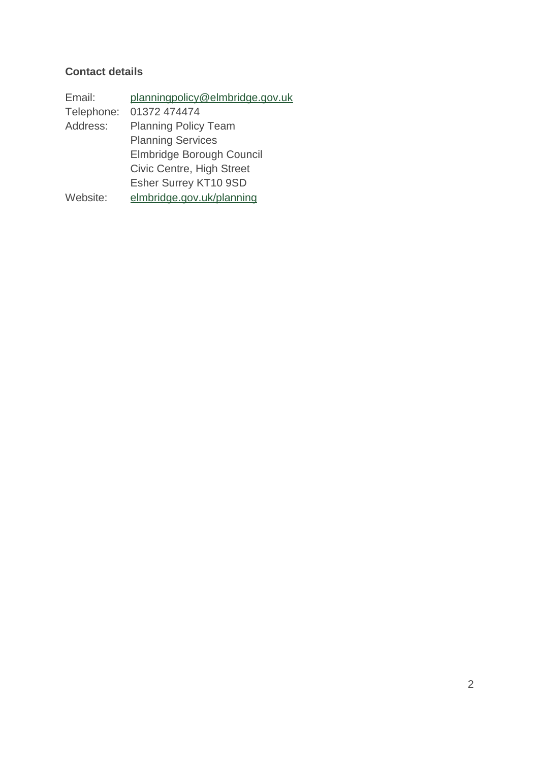**Contact details**

| | |
|---|---|
| Email: | planningpolicy@elmbridge.gov.uk |
| Telephone: | 01372 474474 |
| Address: | Planning Policy Team<br>Planning Services<br>Elmbridge Borough Council<br>Civic Centre, High Street<br>Esher Surrey KT10 9SD |
| Website: | elmbridge.gov.uk/planning |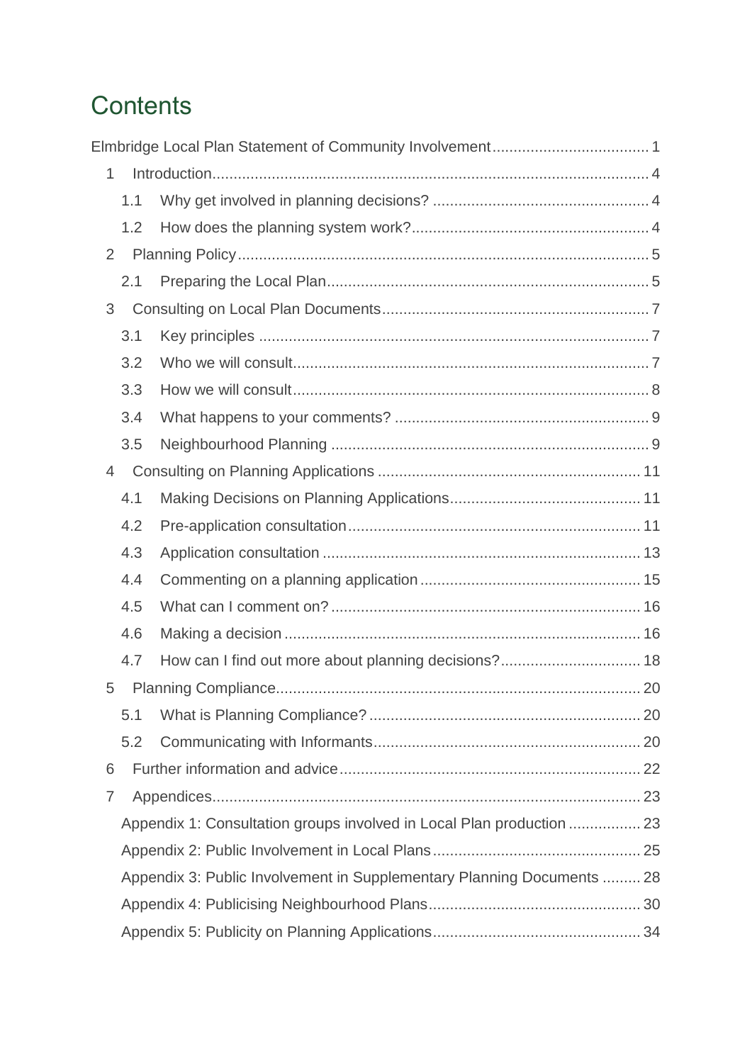# Contents

Elmbridge Local Plan Statement of Community Involvement .... 1

- 1 Introduction .... 4
  - 1.1 Why get involved in planning decisions? .... 4
  - 1.2 How does the planning system work? .... 4
- 2 Planning Policy .... 5
  - 2.1 Preparing the Local Plan .... 5
- 3 Consulting on Local Plan Documents .... 7
  - 3.1 Key principles .... 7
  - 3.2 Who we will consult .... 7
  - 3.3 How we will consult .... 8
  - 3.4 What happens to your comments? .... 9
  - 3.5 Neighbourhood Planning .... 9
- 4 Consulting on Planning Applications .... 11
  - 4.1 Making Decisions on Planning Applications .... 11
  - 4.2 Pre-application consultation .... 11
  - 4.3 Application consultation .... 13
  - 4.4 Commenting on a planning application .... 15
  - 4.5 What can I comment on? .... 16
  - 4.6 Making a decision .... 16
  - 4.7 How can I find out more about planning decisions? .... 18
- 5 Planning Compliance .... 20
  - 5.1 What is Planning Compliance? .... 20
  - 5.2 Communicating with Informants .... 20
- 6 Further information and advice .... 22
- 7 Appendices .... 23
  - Appendix 1: Consultation groups involved in Local Plan production .... 23
  - Appendix 2: Public Involvement in Local Plans .... 25
  - Appendix 3: Public Involvement in Supplementary Planning Documents .... 28
  - Appendix 4: Publicising Neighbourhood Plans .... 30
  - Appendix 5: Publicity on Planning Applications .... 34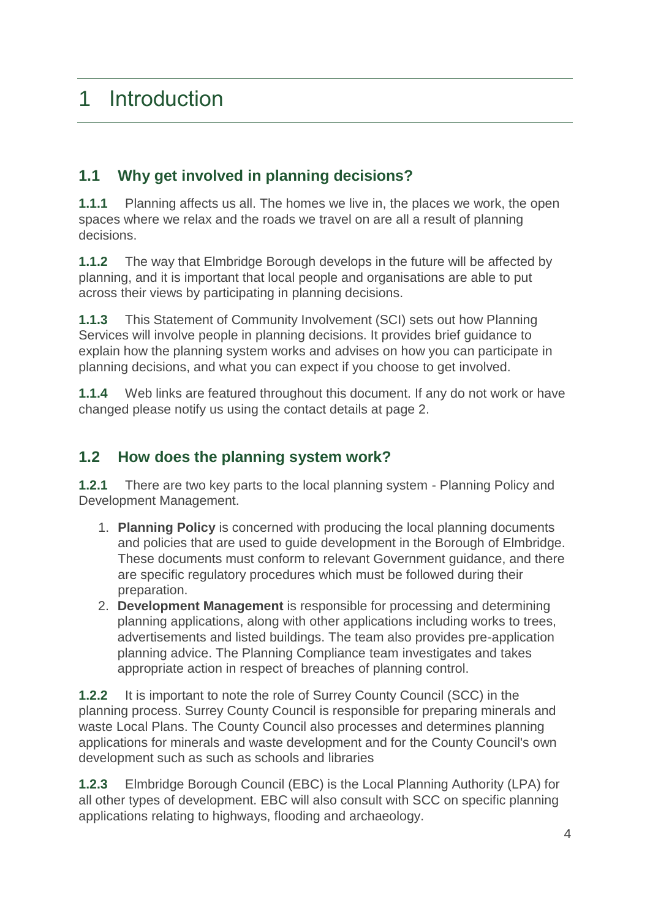# 1 Introduction

## 1.1 Why get involved in planning decisions?

**1.1.1** Planning affects us all. The homes we live in, the places we work, the open spaces where we relax and the roads we travel on are all a result of planning decisions.

**1.1.2** The way that Elmbridge Borough develops in the future will be affected by planning, and it is important that local people and organisations are able to put across their views by participating in planning decisions.

**1.1.3** This Statement of Community Involvement (SCI) sets out how Planning Services will involve people in planning decisions. It provides brief guidance to explain how the planning system works and advises on how you can participate in planning decisions, and what you can expect if you choose to get involved.

**1.1.4** Web links are featured throughout this document. If any do not work or have changed please notify us using the contact details at page 2.

## 1.2 How does the planning system work?

**1.2.1** There are two key parts to the local planning system - Planning Policy and Development Management.

1. **Planning Policy** is concerned with producing the local planning documents and policies that are used to guide development in the Borough of Elmbridge. These documents must conform to relevant Government guidance, and there are specific regulatory procedures which must be followed during their preparation.
2. **Development Management** is responsible for processing and determining planning applications, along with other applications including works to trees, advertisements and listed buildings. The team also provides pre-application planning advice. The Planning Compliance team investigates and takes appropriate action in respect of breaches of planning control.

**1.2.2** It is important to note the role of Surrey County Council (SCC) in the planning process. Surrey County Council is responsible for preparing minerals and waste Local Plans. The County Council also processes and determines planning applications for minerals and waste development and for the County Council's own development such as such as schools and libraries

**1.2.3** Elmbridge Borough Council (EBC) is the Local Planning Authority (LPA) for all other types of development. EBC will also consult with SCC on specific planning applications relating to highways, flooding and archaeology.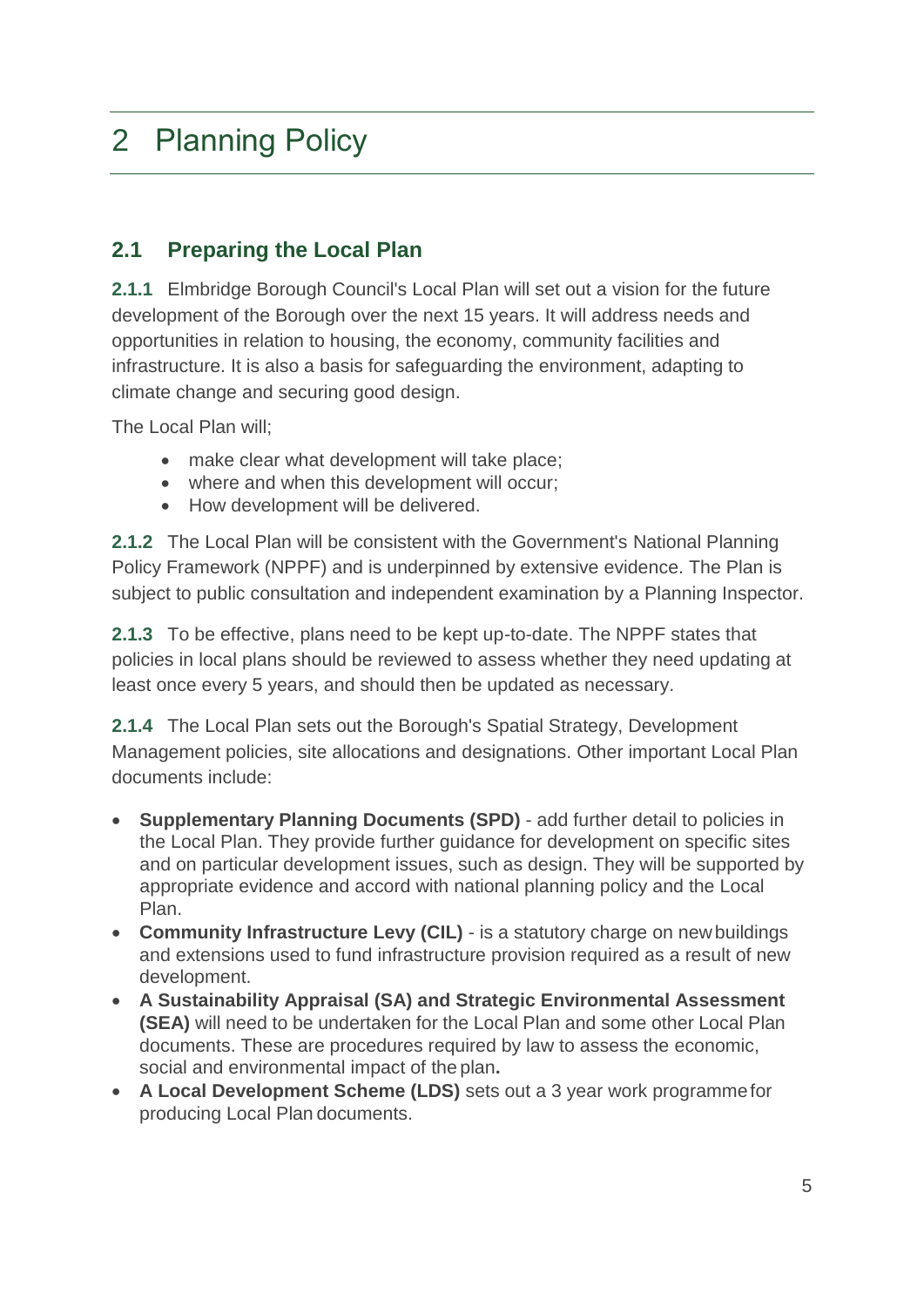# 2 Planning Policy

## 2.1 Preparing the Local Plan

**2.1.1** Elmbridge Borough Council's Local Plan will set out a vision for the future development of the Borough over the next 15 years. It will address needs and opportunities in relation to housing, the economy, community facilities and infrastructure. It is also a basis for safeguarding the environment, adapting to climate change and securing good design.

The Local Plan will;

- make clear what development will take place;
- where and when this development will occur;
- How development will be delivered.

**2.1.2** The Local Plan will be consistent with the Government's National Planning Policy Framework (NPPF) and is underpinned by extensive evidence. The Plan is subject to public consultation and independent examination by a Planning Inspector.

**2.1.3** To be effective, plans need to be kept up-to-date. The NPPF states that policies in local plans should be reviewed to assess whether they need updating at least once every 5 years, and should then be updated as necessary.

**2.1.4** The Local Plan sets out the Borough's Spatial Strategy, Development Management policies, site allocations and designations. Other important Local Plan documents include:

- **Supplementary Planning Documents (SPD)** - add further detail to policies in the Local Plan. They provide further guidance for development on specific sites and on particular development issues, such as design. They will be supported by appropriate evidence and accord with national planning policy and the Local Plan.
- **Community Infrastructure Levy (CIL)** - is a statutory charge on new buildings and extensions used to fund infrastructure provision required as a result of new development.
- **A Sustainability Appraisal (SA) and Strategic Environmental Assessment (SEA)** will need to be undertaken for the Local Plan and some other Local Plan documents. These are procedures required by law to assess the economic, social and environmental impact of the plan**.**
- **A Local Development Scheme (LDS)** sets out a 3 year work programme for producing Local Plan documents.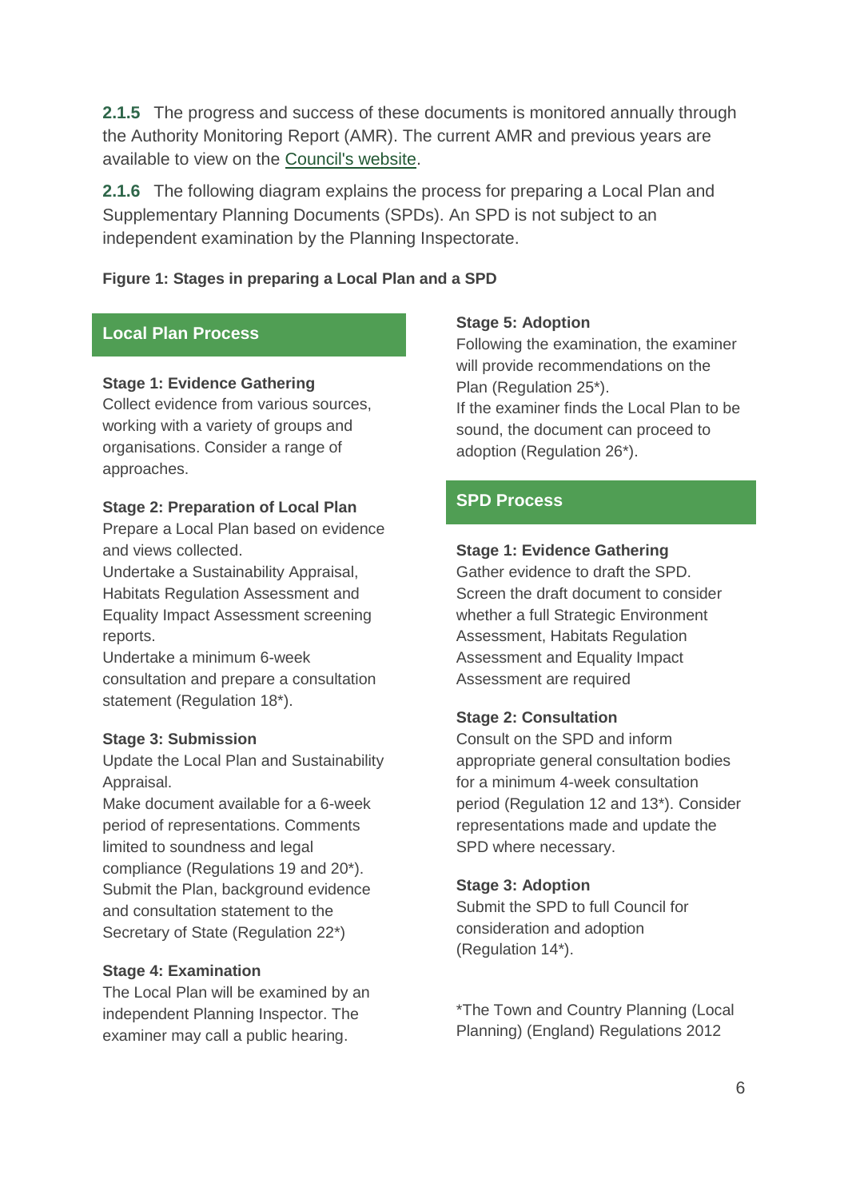**2.1.5** The progress and success of these documents is monitored annually through the Authority Monitoring Report (AMR). The current AMR and previous years are available to view on the [Council's website](#).

**2.1.6** The following diagram explains the process for preparing a Local Plan and Supplementary Planning Documents (SPDs). An SPD is not subject to an independent examination by the Planning Inspectorate.

**Figure 1: Stages in preparing a Local Plan and a SPD**

### Local Plan Process

**Stage 1: Evidence Gathering**
Collect evidence from various sources, working with a variety of groups and organisations. Consider a range of approaches.

**Stage 2: Preparation of Local Plan**
Prepare a Local Plan based on evidence and views collected.
Undertake a Sustainability Appraisal, Habitats Regulation Assessment and Equality Impact Assessment screening reports.
Undertake a minimum 6-week consultation and prepare a consultation statement (Regulation 18*).

**Stage 3: Submission**
Update the Local Plan and Sustainability Appraisal.
Make document available for a 6-week period of representations. Comments limited to soundness and legal compliance (Regulations 19 and 20*).
Submit the Plan, background evidence and consultation statement to the Secretary of State (Regulation 22*)

**Stage 4: Examination**
The Local Plan will be examined by an independent Planning Inspector. The examiner may call a public hearing.

**Stage 5: Adoption**
Following the examination, the examiner will provide recommendations on the Plan (Regulation 25*).
If the examiner finds the Local Plan to be sound, the document can proceed to adoption (Regulation 26*).

### SPD Process

**Stage 1: Evidence Gathering**
Gather evidence to draft the SPD.
Screen the draft document to consider whether a full Strategic Environment Assessment, Habitats Regulation Assessment and Equality Impact Assessment are required

**Stage 2: Consultation**
Consult on the SPD and inform appropriate general consultation bodies for a minimum 4-week consultation period (Regulation 12 and 13*). Consider representations made and update the SPD where necessary.

**Stage 3: Adoption**
Submit the SPD to full Council for consideration and adoption (Regulation 14*).

*The Town and Country Planning (Local Planning) (England) Regulations 2012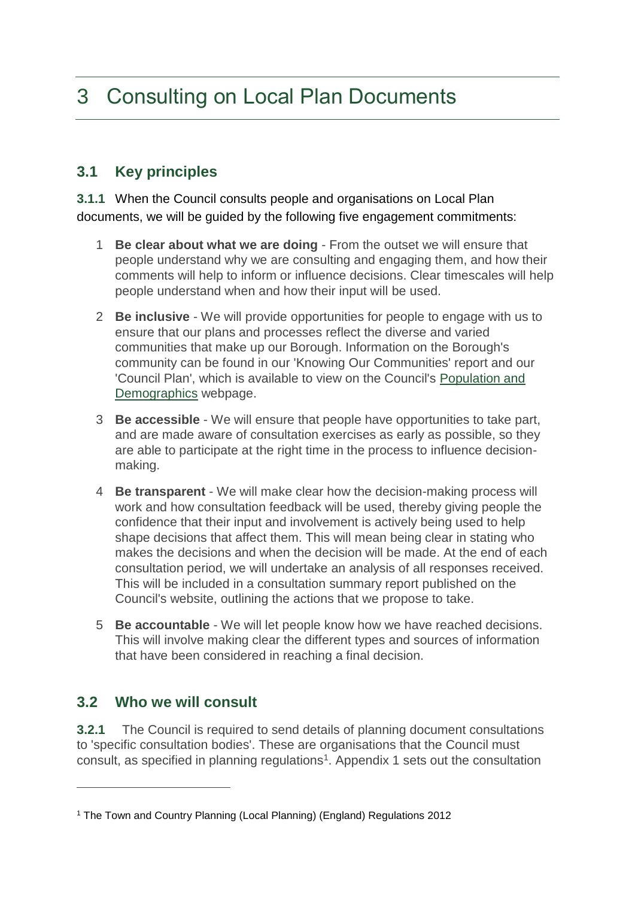# 3 Consulting on Local Plan Documents

## 3.1 Key principles

**3.1.1** When the Council consults people and organisations on Local Plan documents, we will be guided by the following five engagement commitments:

1. **Be clear about what we are doing** - From the outset we will ensure that people understand why we are consulting and engaging them, and how their comments will help to inform or influence decisions. Clear timescales will help people understand when and how their input will be used.
2. **Be inclusive** - We will provide opportunities for people to engage with us to ensure that our plans and processes reflect the diverse and varied communities that make up our Borough. Information on the Borough's community can be found in our 'Knowing Our Communities' report and our 'Council Plan', which is available to view on the Council's Population and Demographics webpage.
3. **Be accessible** - We will ensure that people have opportunities to take part, and are made aware of consultation exercises as early as possible, so they are able to participate at the right time in the process to influence decision-making.
4. **Be transparent** - We will make clear how the decision-making process will work and how consultation feedback will be used, thereby giving people the confidence that their input and involvement is actively being used to help shape decisions that affect them. This will mean being clear in stating who makes the decisions and when the decision will be made. At the end of each consultation period, we will undertake an analysis of all responses received. This will be included in a consultation summary report published on the Council's website, outlining the actions that we propose to take.
5. **Be accountable** - We will let people know how we have reached decisions. This will involve making clear the different types and sources of information that have been considered in reaching a final decision.

## 3.2 Who we will consult

**3.2.1** The Council is required to send details of planning document consultations to 'specific consultation bodies'. These are organisations that the Council must consult, as specified in planning regulations[1]. Appendix 1 sets out the consultation

[1] The Town and Country Planning (Local Planning) (England) Regulations 2012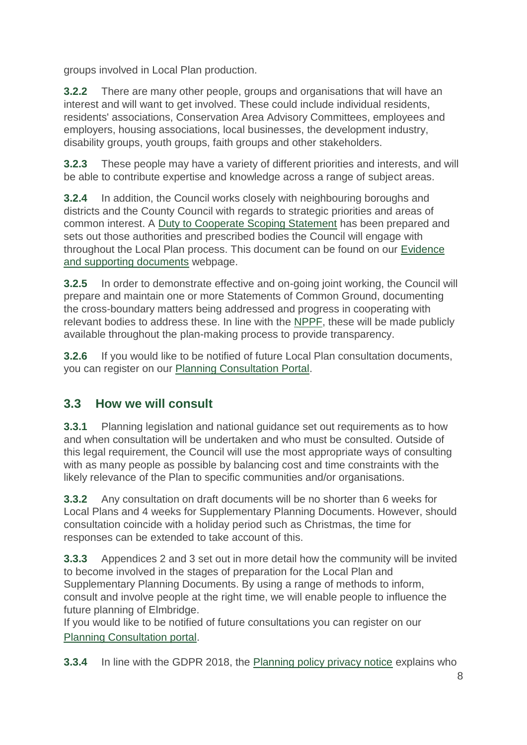groups involved in Local Plan production.

**3.2.2** There are many other people, groups and organisations that will have an interest and will want to get involved. These could include individual residents, residents' associations, Conservation Area Advisory Committees, employees and employers, housing associations, local businesses, the development industry, disability groups, youth groups, faith groups and other stakeholders.

**3.2.3** These people may have a variety of different priorities and interests, and will be able to contribute expertise and knowledge across a range of subject areas.

**3.2.4** In addition, the Council works closely with neighbouring boroughs and districts and the County Council with regards to strategic priorities and areas of common interest. A Duty to Cooperate Scoping Statement has been prepared and sets out those authorities and prescribed bodies the Council will engage with throughout the Local Plan process. This document can be found on our Evidence and supporting documents webpage.

**3.2.5** In order to demonstrate effective and on-going joint working, the Council will prepare and maintain one or more Statements of Common Ground, documenting the cross-boundary matters being addressed and progress in cooperating with relevant bodies to address these. In line with the NPPF, these will be made publicly available throughout the plan-making process to provide transparency.

**3.2.6** If you would like to be notified of future Local Plan consultation documents, you can register on our Planning Consultation Portal.

## 3.3 How we will consult

**3.3.1** Planning legislation and national guidance set out requirements as to how and when consultation will be undertaken and who must be consulted. Outside of this legal requirement, the Council will use the most appropriate ways of consulting with as many people as possible by balancing cost and time constraints with the likely relevance of the Plan to specific communities and/or organisations.

**3.3.2** Any consultation on draft documents will be no shorter than 6 weeks for Local Plans and 4 weeks for Supplementary Planning Documents. However, should consultation coincide with a holiday period such as Christmas, the time for responses can be extended to take account of this.

**3.3.3** Appendices 2 and 3 set out in more detail how the community will be invited to become involved in the stages of preparation for the Local Plan and Supplementary Planning Documents. By using a range of methods to inform, consult and involve people at the right time, we will enable people to influence the future planning of Elmbridge.
If you would like to be notified of future consultations you can register on our Planning Consultation portal.

**3.3.4** In line with the GDPR 2018, the Planning policy privacy notice explains who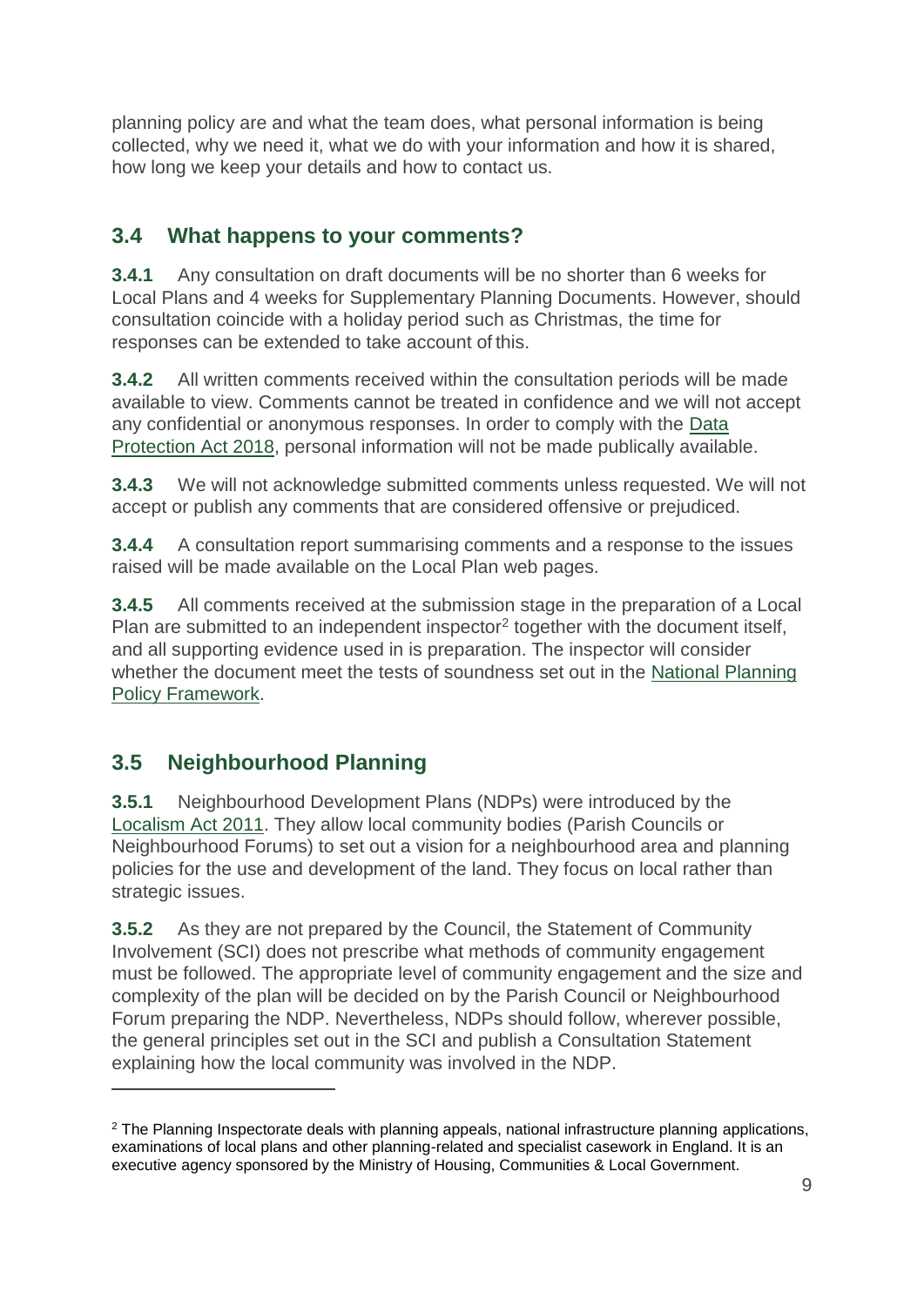planning policy are and what the team does, what personal information is being collected, why we need it, what we do with your information and how it is shared, how long we keep your details and how to contact us.

## 3.4 What happens to your comments?

**3.4.1** Any consultation on draft documents will be no shorter than 6 weeks for Local Plans and 4 weeks for Supplementary Planning Documents. However, should consultation coincide with a holiday period such as Christmas, the time for responses can be extended to take account of this.

**3.4.2** All written comments received within the consultation periods will be made available to view. Comments cannot be treated in confidence and we will not accept any confidential or anonymous responses. In order to comply with the Data Protection Act 2018, personal information will not be made publically available.

**3.4.3** We will not acknowledge submitted comments unless requested. We will not accept or publish any comments that are considered offensive or prejudiced.

**3.4.4** A consultation report summarising comments and a response to the issues raised will be made available on the Local Plan web pages.

**3.4.5** All comments received at the submission stage in the preparation of a Local Plan are submitted to an independent inspector[2] together with the document itself, and all supporting evidence used in is preparation. The inspector will consider whether the document meet the tests of soundness set out in the National Planning Policy Framework.

## 3.5 Neighbourhood Planning

**3.5.1** Neighbourhood Development Plans (NDPs) were introduced by the Localism Act 2011. They allow local community bodies (Parish Councils or Neighbourhood Forums) to set out a vision for a neighbourhood area and planning policies for the use and development of the land. They focus on local rather than strategic issues.

**3.5.2** As they are not prepared by the Council, the Statement of Community Involvement (SCI) does not prescribe what methods of community engagement must be followed. The appropriate level of community engagement and the size and complexity of the plan will be decided on by the Parish Council or Neighbourhood Forum preparing the NDP. Nevertheless, NDPs should follow, wherever possible, the general principles set out in the SCI and publish a Consultation Statement explaining how the local community was involved in the NDP.

---

[2] The Planning Inspectorate deals with planning appeals, national infrastructure planning applications, examinations of local plans and other planning-related and specialist casework in England. It is an executive agency sponsored by the Ministry of Housing, Communities & Local Government.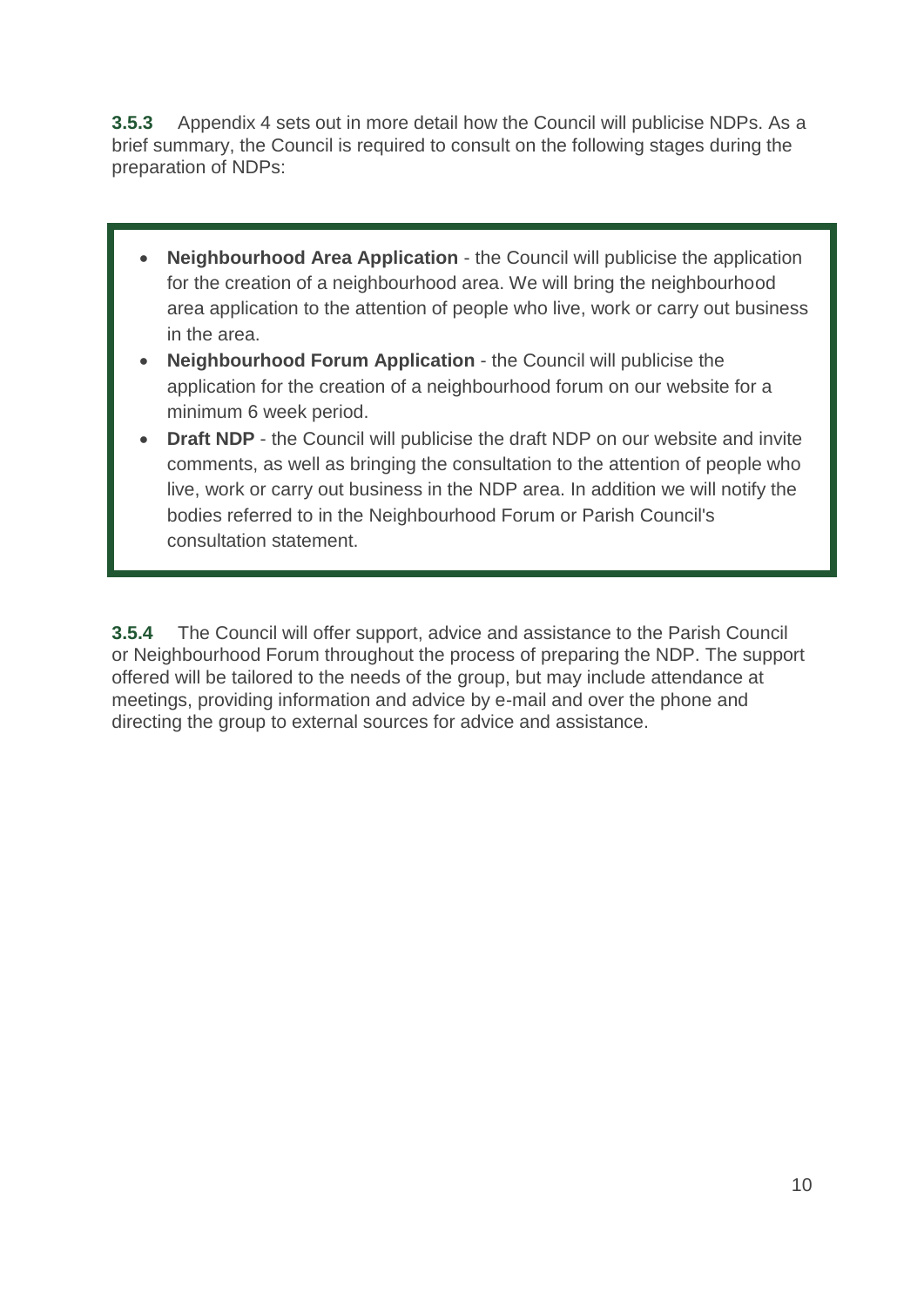**3.5.3** Appendix 4 sets out in more detail how the Council will publicise NDPs. As a brief summary, the Council is required to consult on the following stages during the preparation of NDPs:

- **Neighbourhood Area Application** - the Council will publicise the application for the creation of a neighbourhood area. We will bring the neighbourhood area application to the attention of people who live, work or carry out business in the area.
- **Neighbourhood Forum Application** - the Council will publicise the application for the creation of a neighbourhood forum on our website for a minimum 6 week period.
- **Draft NDP** - the Council will publicise the draft NDP on our website and invite comments, as well as bringing the consultation to the attention of people who live, work or carry out business in the NDP area. In addition we will notify the bodies referred to in the Neighbourhood Forum or Parish Council's consultation statement.

**3.5.4** The Council will offer support, advice and assistance to the Parish Council or Neighbourhood Forum throughout the process of preparing the NDP. The support offered will be tailored to the needs of the group, but may include attendance at meetings, providing information and advice by e-mail and over the phone and directing the group to external sources for advice and assistance.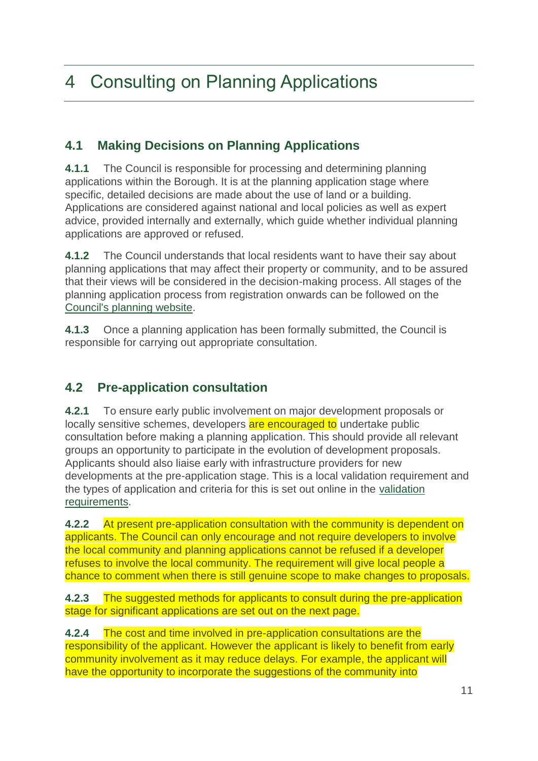# 4 Consulting on Planning Applications

## 4.1 Making Decisions on Planning Applications

**4.1.1** The Council is responsible for processing and determining planning applications within the Borough. It is at the planning application stage where specific, detailed decisions are made about the use of land or a building. Applications are considered against national and local policies as well as expert advice, provided internally and externally, which guide whether individual planning applications are approved or refused.

**4.1.2** The Council understands that local residents want to have their say about planning applications that may affect their property or community, and to be assured that their views will be considered in the decision-making process. All stages of the planning application process from registration onwards can be followed on the Council's planning website.

**4.1.3** Once a planning application has been formally submitted, the Council is responsible for carrying out appropriate consultation.

## 4.2 Pre-application consultation

**4.2.1** To ensure early public involvement on major development proposals or locally sensitive schemes, developers are encouraged to undertake public consultation before making a planning application. This should provide all relevant groups an opportunity to participate in the evolution of development proposals. Applicants should also liaise early with infrastructure providers for new developments at the pre-application stage. This is a local validation requirement and the types of application and criteria for this is set out online in the validation requirements.

**4.2.2** At present pre-application consultation with the community is dependent on applicants. The Council can only encourage and not require developers to involve the local community and planning applications cannot be refused if a developer refuses to involve the local community. The requirement will give local people a chance to comment when there is still genuine scope to make changes to proposals.

**4.2.3** The suggested methods for applicants to consult during the pre-application stage for significant applications are set out on the next page.

**4.2.4** The cost and time involved in pre-application consultations are the responsibility of the applicant. However the applicant is likely to benefit from early community involvement as it may reduce delays. For example, the applicant will have the opportunity to incorporate the suggestions of the community into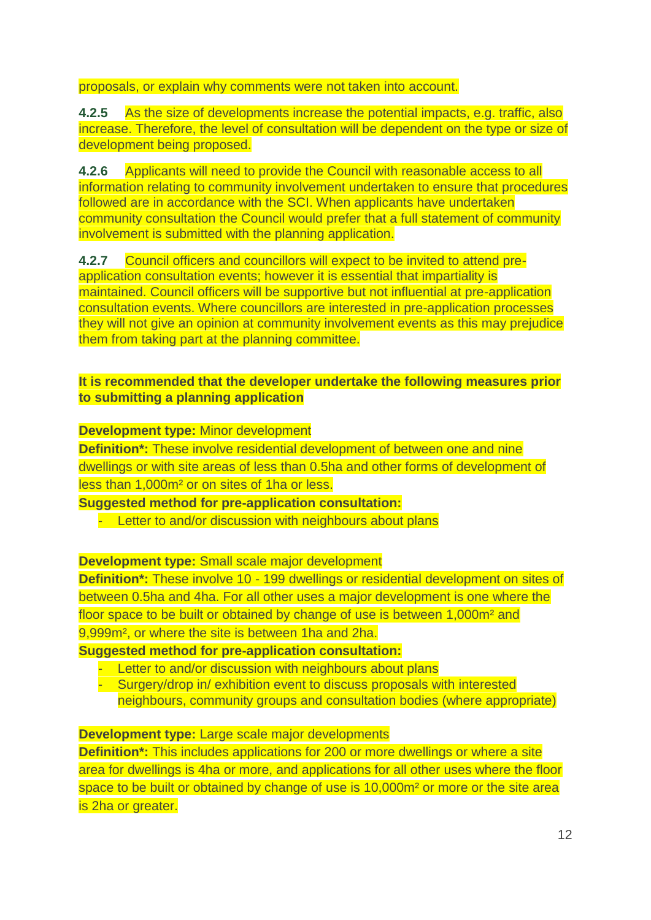proposals, or explain why comments were not taken into account.

**4.2.5** As the size of developments increase the potential impacts, e.g. traffic, also increase. Therefore, the level of consultation will be dependent on the type or size of development being proposed.

**4.2.6** Applicants will need to provide the Council with reasonable access to all information relating to community involvement undertaken to ensure that procedures followed are in accordance with the SCI. When applicants have undertaken community consultation the Council would prefer that a full statement of community involvement is submitted with the planning application.

**4.2.7** Council officers and councillors will expect to be invited to attend pre-application consultation events; however it is essential that impartiality is maintained. Council officers will be supportive but not influential at pre-application consultation events. Where councillors are interested in pre-application processes they will not give an opinion at community involvement events as this may prejudice them from taking part at the planning committee.

**It is recommended that the developer undertake the following measures prior to submitting a planning application**

**Development type:** Minor development
**Definition*:** These involve residential development of between one and nine dwellings or with site areas of less than 0.5ha and other forms of development of less than 1,000m² or on sites of 1ha or less.
**Suggested method for pre-application consultation:**

- Letter to and/or discussion with neighbours about plans

**Development type:** Small scale major development
**Definition*:** These involve 10 - 199 dwellings or residential development on sites of between 0.5ha and 4ha. For all other uses a major development is one where the floor space to be built or obtained by change of use is between 1,000m² and 9,999m², or where the site is between 1ha and 2ha.
**Suggested method for pre-application consultation:**

- Letter to and/or discussion with neighbours about plans
- Surgery/drop in/ exhibition event to discuss proposals with interested neighbours, community groups and consultation bodies (where appropriate)

**Development type:** Large scale major developments
**Definition*:** This includes applications for 200 or more dwellings or where a site area for dwellings is 4ha or more, and applications for all other uses where the floor space to be built or obtained by change of use is 10,000m² or more or the site area is 2ha or greater.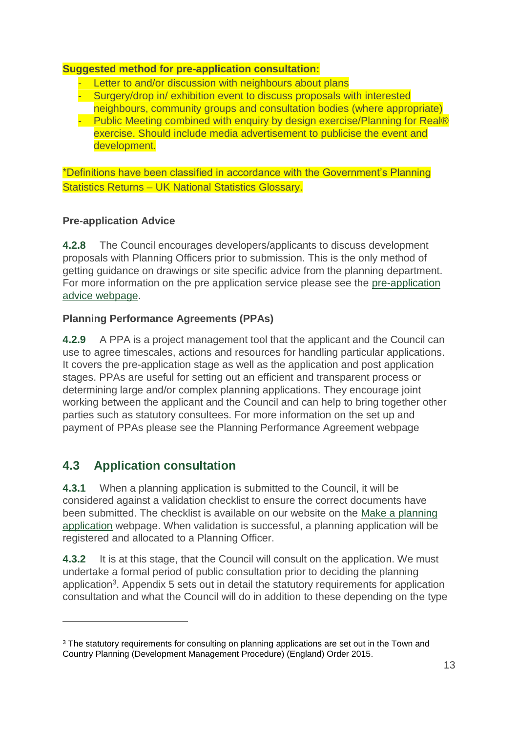**Suggested method for pre-application consultation:**

- Letter to and/or discussion with neighbours about plans
- Surgery/drop in/ exhibition event to discuss proposals with interested neighbours, community groups and consultation bodies (where appropriate)
- Public Meeting combined with enquiry by design exercise/Planning for Real® exercise. Should include media advertisement to publicise the event and development.

*Definitions have been classified in accordance with the Government's Planning Statistics Returns – UK National Statistics Glossary.

**Pre-application Advice**

**4.2.8** The Council encourages developers/applicants to discuss development proposals with Planning Officers prior to submission. This is the only method of getting guidance on drawings or site specific advice from the planning department. For more information on the pre application service please see the pre-application advice webpage.

**Planning Performance Agreements (PPAs)**

**4.2.9** A PPA is a project management tool that the applicant and the Council can use to agree timescales, actions and resources for handling particular applications. It covers the pre-application stage as well as the application and post application stages. PPAs are useful for setting out an efficient and transparent process or determining large and/or complex planning applications. They encourage joint working between the applicant and the Council and can help to bring together other parties such as statutory consultees. For more information on the set up and payment of PPAs please see the Planning Performance Agreement webpage

## 4.3 Application consultation

**4.3.1** When a planning application is submitted to the Council, it will be considered against a validation checklist to ensure the correct documents have been submitted. The checklist is available on our website on the Make a planning application webpage. When validation is successful, a planning application will be registered and allocated to a Planning Officer.

**4.3.2** It is at this stage, that the Council will consult on the application. We must undertake a formal period of public consultation prior to deciding the planning application[3]. Appendix 5 sets out in detail the statutory requirements for application consultation and what the Council will do in addition to these depending on the type

[3] The statutory requirements for consulting on planning applications are set out in the Town and Country Planning (Development Management Procedure) (England) Order 2015.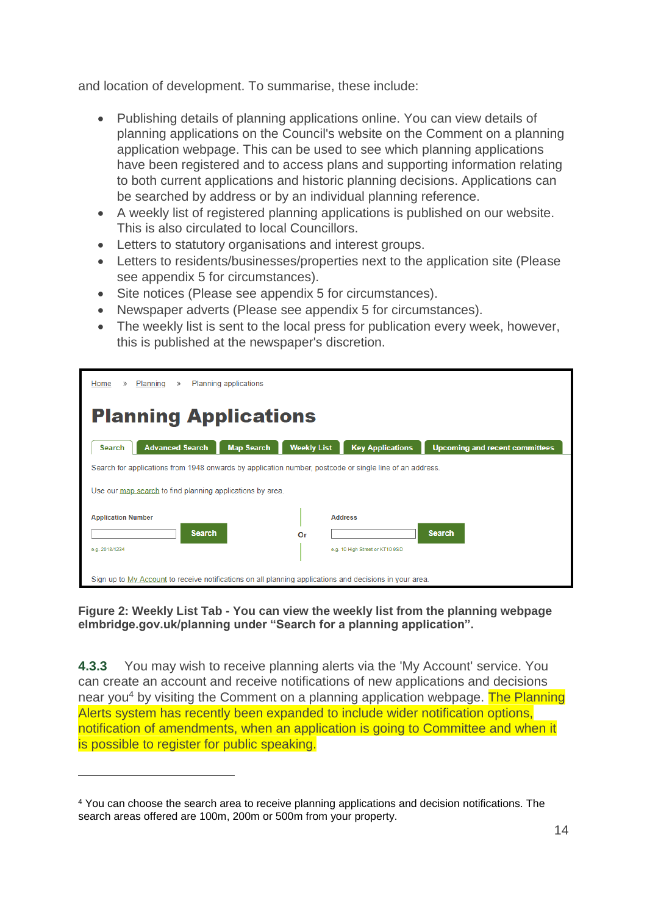and location of development. To summarise, these include:

- Publishing details of planning applications online. You can view details of planning applications on the Council's website on the Comment on a planning application webpage. This can be used to see which planning applications have been registered and to access plans and supporting information relating to both current applications and historic planning decisions. Applications can be searched by address or by an individual planning reference.
- A weekly list of registered planning applications is published on our website. This is also circulated to local Councillors.
- Letters to statutory organisations and interest groups.
- Letters to residents/businesses/properties next to the application site (Please see appendix 5 for circumstances).
- Site notices (Please see appendix 5 for circumstances).
- Newspaper adverts (Please see appendix 5 for circumstances).
- The weekly list is sent to the local press for publication every week, however, this is published at the newspaper's discretion.

Home » Planning » Planning applications

**Planning Applications**

Search | Advanced Search | Map Search | Weekly List | Key Applications | Upcoming and recent committees

Search for applications from 1948 onwards by application number, postcode or single line of an address.

Use our map search to find planning applications by area.

Application Number [Search] e.g. 2018/1234 — Or — Address [Search] e.g. 10 High Street or KT10 9SD

Sign up to My Account to receive notifications on all planning applications and decisions in your area.

**Figure 2: Weekly List Tab - You can view the weekly list from the planning webpage elmbridge.gov.uk/planning under "Search for a planning application".**

**4.3.3** You may wish to receive planning alerts via the 'My Account' service. You can create an account and receive notifications of new applications and decisions near you[4] by visiting the Comment on a planning application webpage. The Planning Alerts system has recently been expanded to include wider notification options, notification of amendments, when an application is going to Committee and when it is possible to register for public speaking.

[4] You can choose the search area to receive planning applications and decision notifications. The search areas offered are 100m, 200m or 500m from your property.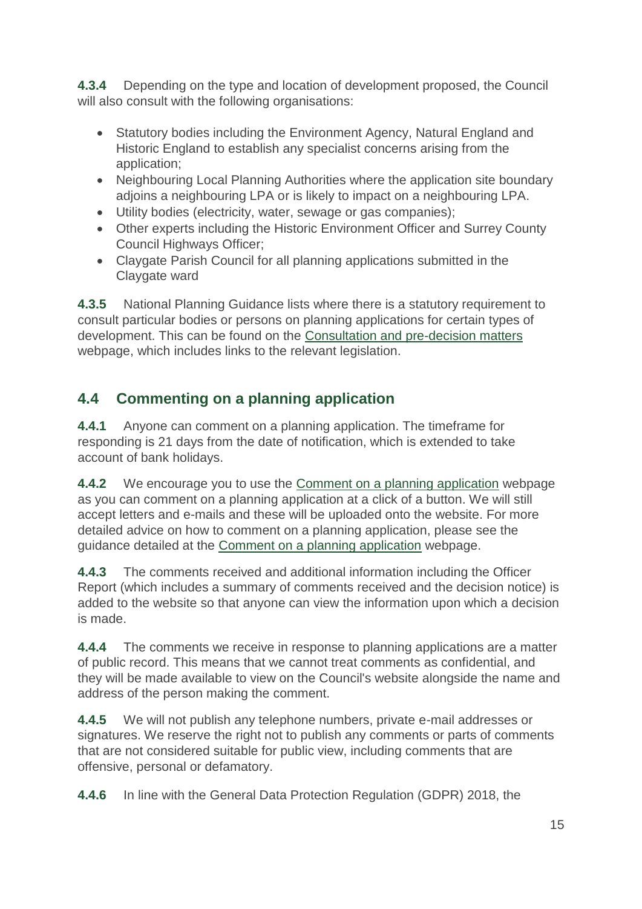**4.3.4** Depending on the type and location of development proposed, the Council will also consult with the following organisations:

- Statutory bodies including the Environment Agency, Natural England and Historic England to establish any specialist concerns arising from the application;
- Neighbouring Local Planning Authorities where the application site boundary adjoins a neighbouring LPA or is likely to impact on a neighbouring LPA.
- Utility bodies (electricity, water, sewage or gas companies);
- Other experts including the Historic Environment Officer and Surrey County Council Highways Officer;
- Claygate Parish Council for all planning applications submitted in the Claygate ward

**4.3.5** National Planning Guidance lists where there is a statutory requirement to consult particular bodies or persons on planning applications for certain types of development. This can be found on the Consultation and pre-decision matters webpage, which includes links to the relevant legislation.

## 4.4 Commenting on a planning application

**4.4.1** Anyone can comment on a planning application. The timeframe for responding is 21 days from the date of notification, which is extended to take account of bank holidays.

**4.4.2** We encourage you to use the Comment on a planning application webpage as you can comment on a planning application at a click of a button. We will still accept letters and e-mails and these will be uploaded onto the website. For more detailed advice on how to comment on a planning application, please see the guidance detailed at the Comment on a planning application webpage.

**4.4.3** The comments received and additional information including the Officer Report (which includes a summary of comments received and the decision notice) is added to the website so that anyone can view the information upon which a decision is made.

**4.4.4** The comments we receive in response to planning applications are a matter of public record. This means that we cannot treat comments as confidential, and they will be made available to view on the Council's website alongside the name and address of the person making the comment.

**4.4.5** We will not publish any telephone numbers, private e-mail addresses or signatures. We reserve the right not to publish any comments or parts of comments that are not considered suitable for public view, including comments that are offensive, personal or defamatory.

**4.4.6** In line with the General Data Protection Regulation (GDPR) 2018, the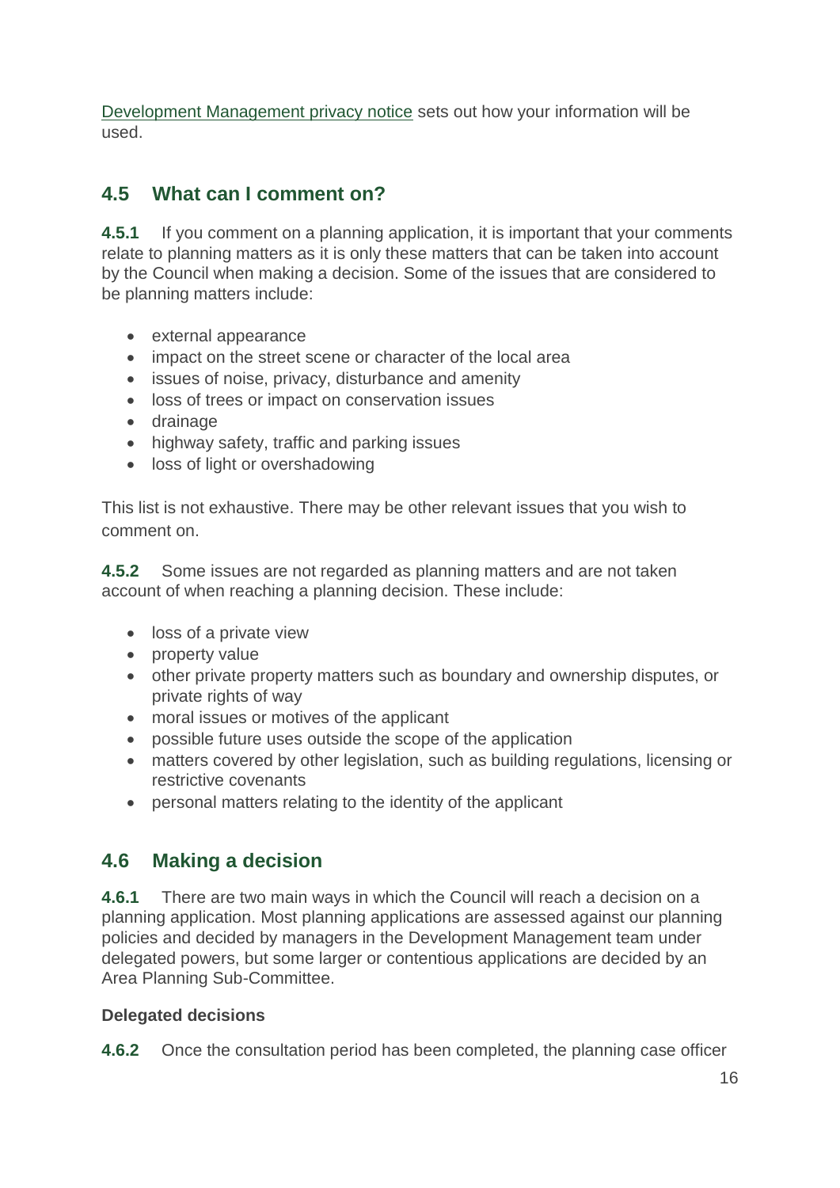[Development Management privacy notice] sets out how your information will be used.

## 4.5 What can I comment on?

**4.5.1** If you comment on a planning application, it is important that your comments relate to planning matters as it is only these matters that can be taken into account by the Council when making a decision. Some of the issues that are considered to be planning matters include:

- external appearance
- impact on the street scene or character of the local area
- issues of noise, privacy, disturbance and amenity
- loss of trees or impact on conservation issues
- drainage
- highway safety, traffic and parking issues
- loss of light or overshadowing

This list is not exhaustive. There may be other relevant issues that you wish to comment on.

**4.5.2** Some issues are not regarded as planning matters and are not taken account of when reaching a planning decision. These include:

- loss of a private view
- property value
- other private property matters such as boundary and ownership disputes, or private rights of way
- moral issues or motives of the applicant
- possible future uses outside the scope of the application
- matters covered by other legislation, such as building regulations, licensing or restrictive covenants
- personal matters relating to the identity of the applicant

## 4.6 Making a decision

**4.6.1** There are two main ways in which the Council will reach a decision on a planning application. Most planning applications are assessed against our planning policies and decided by managers in the Development Management team under delegated powers, but some larger or contentious applications are decided by an Area Planning Sub-Committee.

**Delegated decisions**

**4.6.2** Once the consultation period has been completed, the planning case officer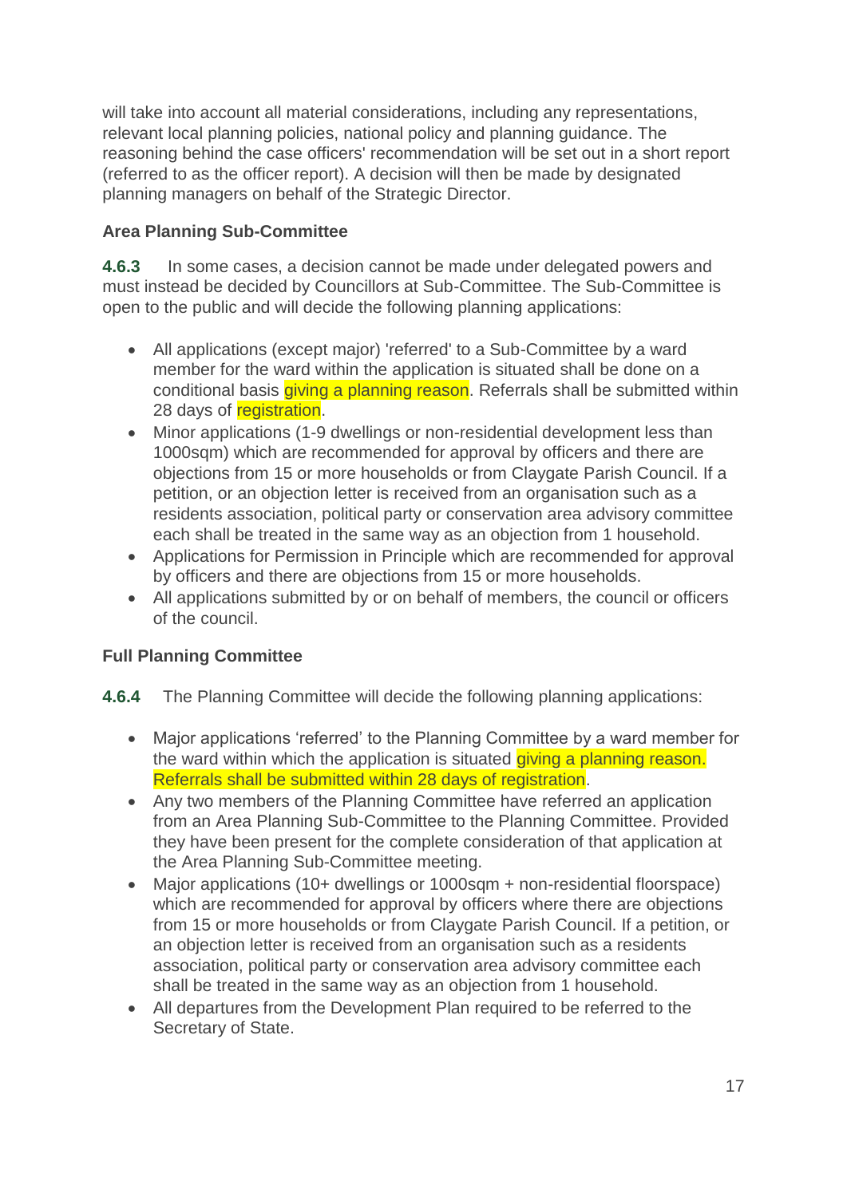will take into account all material considerations, including any representations, relevant local planning policies, national policy and planning guidance. The reasoning behind the case officers' recommendation will be set out in a short report (referred to as the officer report). A decision will then be made by designated planning managers on behalf of the Strategic Director.

### Area Planning Sub-Committee

**4.6.3** In some cases, a decision cannot be made under delegated powers and must instead be decided by Councillors at Sub-Committee. The Sub-Committee is open to the public and will decide the following planning applications:

- All applications (except major) 'referred' to a Sub-Committee by a ward member for the ward within the application is situated shall be done on a conditional basis giving a planning reason. Referrals shall be submitted within 28 days of registration.
- Minor applications (1-9 dwellings or non-residential development less than 1000sqm) which are recommended for approval by officers and there are objections from 15 or more households or from Claygate Parish Council. If a petition, or an objection letter is received from an organisation such as a residents association, political party or conservation area advisory committee each shall be treated in the same way as an objection from 1 household.
- Applications for Permission in Principle which are recommended for approval by officers and there are objections from 15 or more households.
- All applications submitted by or on behalf of members, the council or officers of the council.

### Full Planning Committee

**4.6.4** The Planning Committee will decide the following planning applications:

- Major applications 'referred' to the Planning Committee by a ward member for the ward within which the application is situated giving a planning reason. Referrals shall be submitted within 28 days of registration.
- Any two members of the Planning Committee have referred an application from an Area Planning Sub-Committee to the Planning Committee. Provided they have been present for the complete consideration of that application at the Area Planning Sub-Committee meeting.
- Major applications (10+ dwellings or 1000sqm + non-residential floorspace) which are recommended for approval by officers where there are objections from 15 or more households or from Claygate Parish Council. If a petition, or an objection letter is received from an organisation such as a residents association, political party or conservation area advisory committee each shall be treated in the same way as an objection from 1 household.
- All departures from the Development Plan required to be referred to the Secretary of State.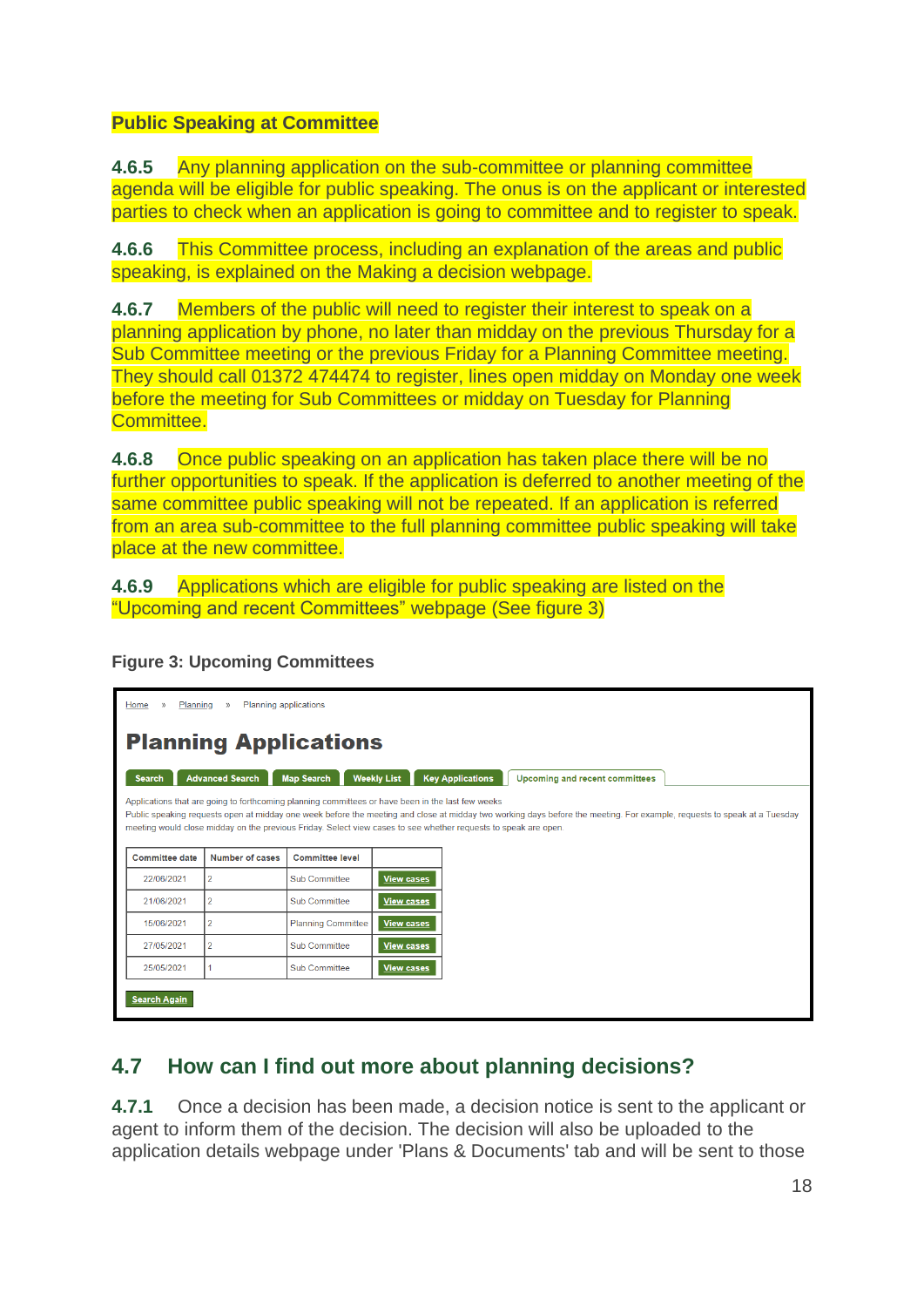**Public Speaking at Committee**

**4.6.5** Any planning application on the sub-committee or planning committee agenda will be eligible for public speaking. The onus is on the applicant or interested parties to check when an application is going to committee and to register to speak.

**4.6.6** This Committee process, including an explanation of the areas and public speaking, is explained on the Making a decision webpage.

**4.6.7** Members of the public will need to register their interest to speak on a planning application by phone, no later than midday on the previous Thursday for a Sub Committee meeting or the previous Friday for a Planning Committee meeting. They should call 01372 474474 to register, lines open midday on Monday one week before the meeting for Sub Committees or midday on Tuesday for Planning Committee.

**4.6.8** Once public speaking on an application has taken place there will be no further opportunities to speak. If the application is deferred to another meeting of the same committee public speaking will not be repeated. If an application is referred from an area sub-committee to the full planning committee public speaking will take place at the new committee.

**4.6.9** Applications which are eligible for public speaking are listed on the "Upcoming and recent Committees" webpage (See figure 3)

**Figure 3: Upcoming Committees**

Home » Planning » Planning applications

**Planning Applications**

Search | Advanced Search | Map Search | Weekly List | Key Applications | Upcoming and recent committees

Applications that are going to forthcoming planning committees or have been in the last few weeks

Public speaking requests open at midday one week before the meeting and close at midday two working days before the meeting. For example, requests to speak at a Tuesday meeting would close midday on the previous Friday. Select view cases to see whether requests to speak are open.

| Committee date | Number of cases | Committee level | |
|---|---|---|---|
| 22/06/2021 | 2 | Sub Committee | View cases |
| 21/06/2021 | 2 | Sub Committee | View cases |
| 15/06/2021 | 2 | Planning Committee | View cases |
| 27/05/2021 | 2 | Sub Committee | View cases |
| 25/05/2021 | 1 | Sub Committee | View cases |

Search Again

## 4.7 How can I find out more about planning decisions?

**4.7.1** Once a decision has been made, a decision notice is sent to the applicant or agent to inform them of the decision. The decision will also be uploaded to the application details webpage under 'Plans & Documents' tab and will be sent to those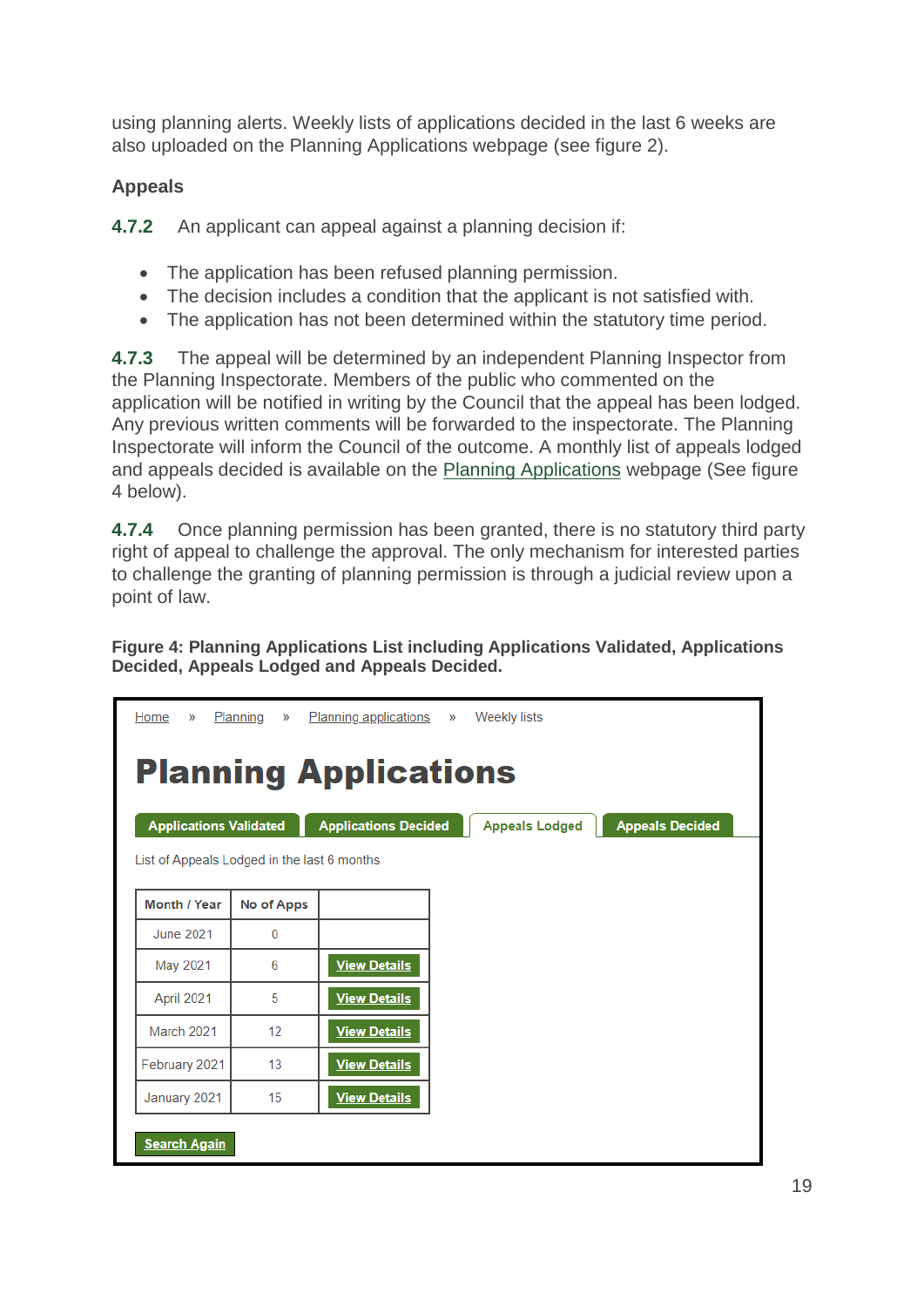using planning alerts. Weekly lists of applications decided in the last 6 weeks are also uploaded on the Planning Applications webpage (see figure 2).

**Appeals**

**4.7.2** An applicant can appeal against a planning decision if:

- The application has been refused planning permission.
- The decision includes a condition that the applicant is not satisfied with.
- The application has not been determined within the statutory time period.

**4.7.3** The appeal will be determined by an independent Planning Inspector from the Planning Inspectorate. Members of the public who commented on the application will be notified in writing by the Council that the appeal has been lodged. Any previous written comments will be forwarded to the inspectorate. The Planning Inspectorate will inform the Council of the outcome. A monthly list of appeals lodged and appeals decided is available on the Planning Applications webpage (See figure 4 below).

**4.7.4** Once planning permission has been granted, there is no statutory third party right of appeal to challenge the approval. The only mechanism for interested parties to challenge the granting of planning permission is through a judicial review upon a point of law.

**Figure 4: Planning Applications List including Applications Validated, Applications Decided, Appeals Lodged and Appeals Decided.**

Home » Planning » Planning applications » Weekly lists

# Planning Applications

Applications Validated | Applications Decided | Appeals Lodged | Appeals Decided

List of Appeals Lodged in the last 6 months

| Month / Year | No of Apps | |
|---|---|---|
| June 2021 | 0 | |
| May 2021 | 6 | View Details |
| April 2021 | 5 | View Details |
| March 2021 | 12 | View Details |
| February 2021 | 13 | View Details |
| January 2021 | 15 | View Details |

Search Again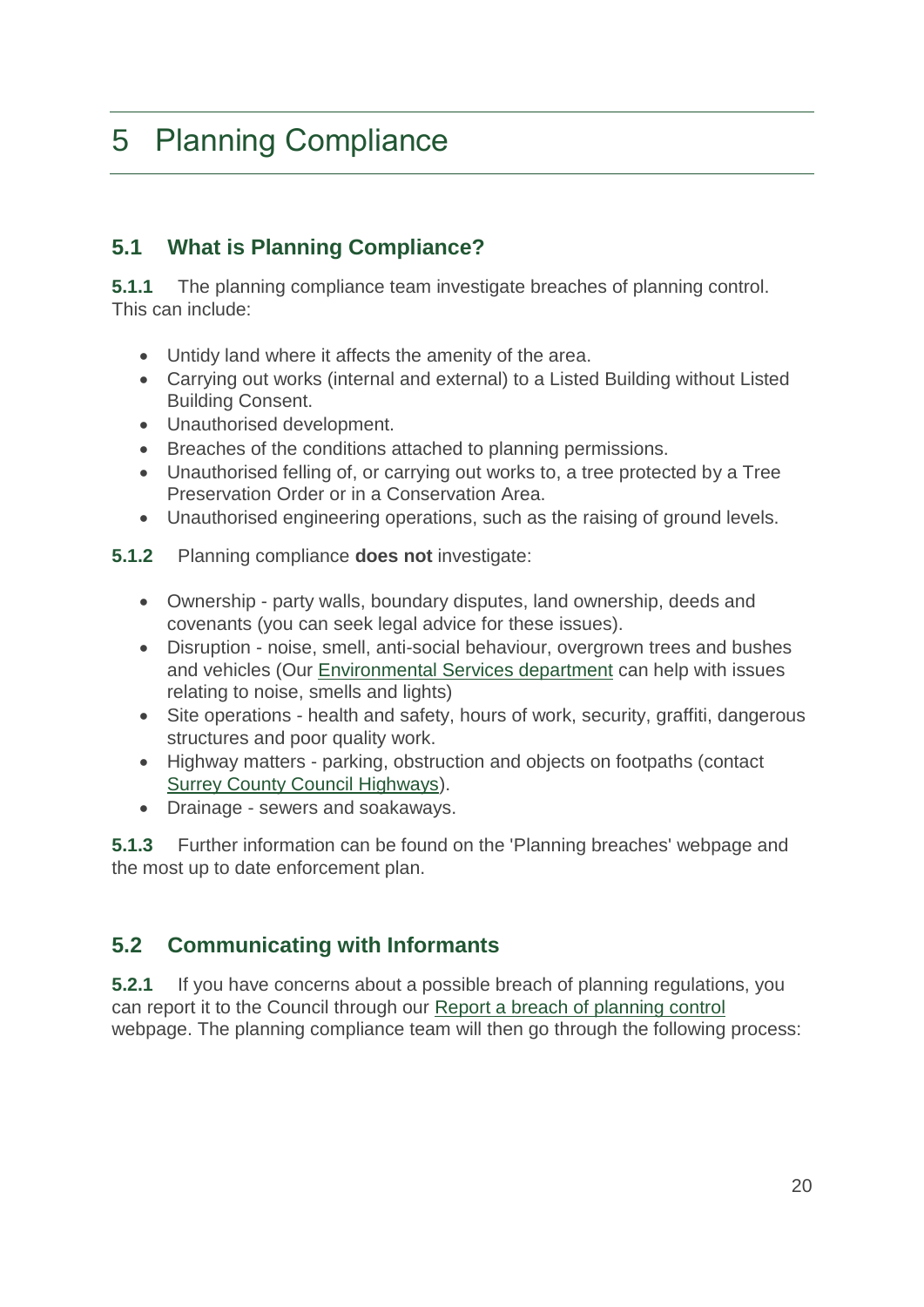# 5 Planning Compliance

## 5.1 What is Planning Compliance?

**5.1.1** The planning compliance team investigate breaches of planning control. This can include:

- Untidy land where it affects the amenity of the area.
- Carrying out works (internal and external) to a Listed Building without Listed Building Consent.
- Unauthorised development.
- Breaches of the conditions attached to planning permissions.
- Unauthorised felling of, or carrying out works to, a tree protected by a Tree Preservation Order or in a Conservation Area.
- Unauthorised engineering operations, such as the raising of ground levels.

**5.1.2** Planning compliance **does not** investigate:

- Ownership - party walls, boundary disputes, land ownership, deeds and covenants (you can seek legal advice for these issues).
- Disruption - noise, smell, anti-social behaviour, overgrown trees and bushes and vehicles (Our Environmental Services department can help with issues relating to noise, smells and lights)
- Site operations - health and safety, hours of work, security, graffiti, dangerous structures and poor quality work.
- Highway matters - parking, obstruction and objects on footpaths (contact Surrey County Council Highways).
- Drainage - sewers and soakaways.

**5.1.3** Further information can be found on the 'Planning breaches' webpage and the most up to date enforcement plan.

## 5.2 Communicating with Informants

**5.2.1** If you have concerns about a possible breach of planning regulations, you can report it to the Council through our Report a breach of planning control webpage. The planning compliance team will then go through the following process: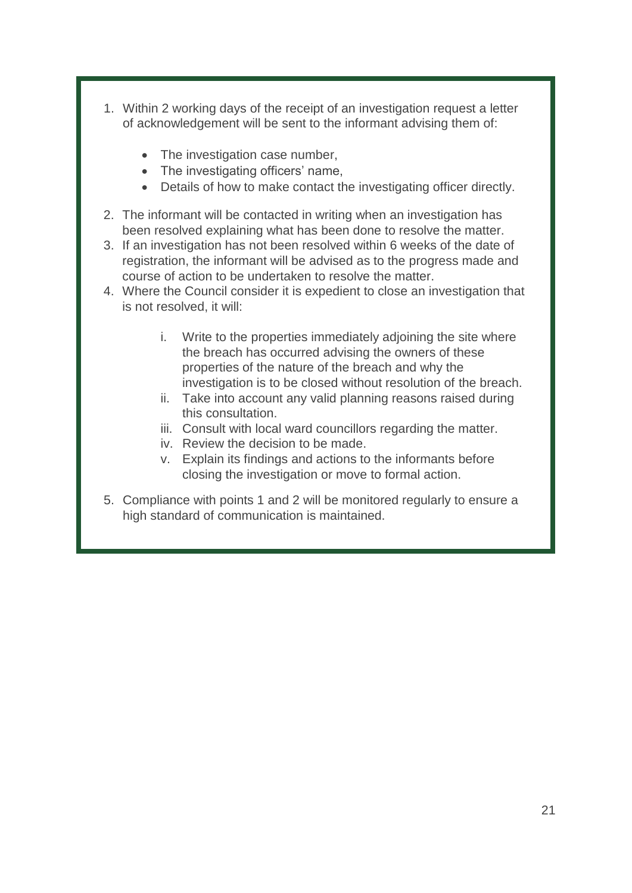1. Within 2 working days of the receipt of an investigation request a letter of acknowledgement will be sent to the informant advising them of:

    - The investigation case number,
    - The investigating officers' name,
    - Details of how to make contact the investigating officer directly.

2. The informant will be contacted in writing when an investigation has been resolved explaining what has been done to resolve the matter.
3. If an investigation has not been resolved within 6 weeks of the date of registration, the informant will be advised as to the progress made and course of action to be undertaken to resolve the matter.
4. Where the Council consider it is expedient to close an investigation that is not resolved, it will:

    i. Write to the properties immediately adjoining the site where the breach has occurred advising the owners of these properties of the nature of the breach and why the investigation is to be closed without resolution of the breach.
    ii. Take into account any valid planning reasons raised during this consultation.
    iii. Consult with local ward councillors regarding the matter.
    iv. Review the decision to be made.
    v. Explain its findings and actions to the informants before closing the investigation or move to formal action.

5. Compliance with points 1 and 2 will be monitored regularly to ensure a high standard of communication is maintained.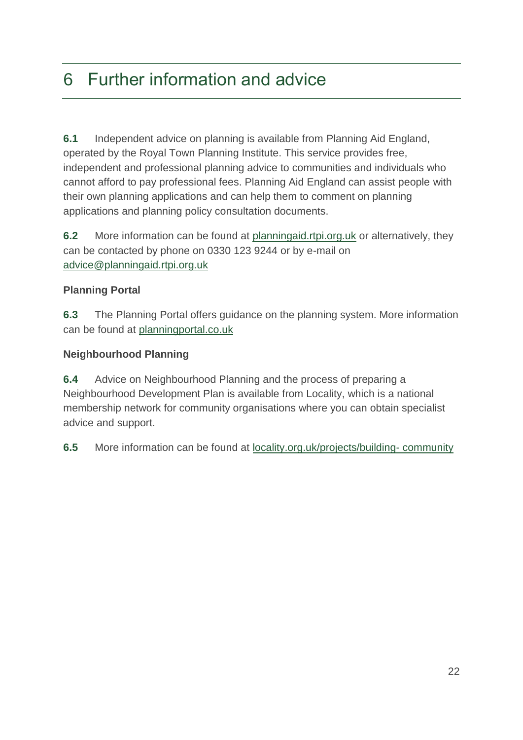# 6 Further information and advice

**6.1** Independent advice on planning is available from Planning Aid England, operated by the Royal Town Planning Institute. This service provides free, independent and professional planning advice to communities and individuals who cannot afford to pay professional fees. Planning Aid England can assist people with their own planning applications and can help them to comment on planning applications and planning policy consultation documents.

**6.2** More information can be found at planningaid.rtpi.org.uk or alternatively, they can be contacted by phone on 0330 123 9244 or by e-mail on advice@planningaid.rtpi.org.uk

**Planning Portal**

**6.3** The Planning Portal offers guidance on the planning system. More information can be found at planningportal.co.uk

**Neighbourhood Planning**

**6.4** Advice on Neighbourhood Planning and the process of preparing a Neighbourhood Development Plan is available from Locality, which is a national membership network for community organisations where you can obtain specialist advice and support.

**6.5** More information can be found at locality.org.uk/projects/building- community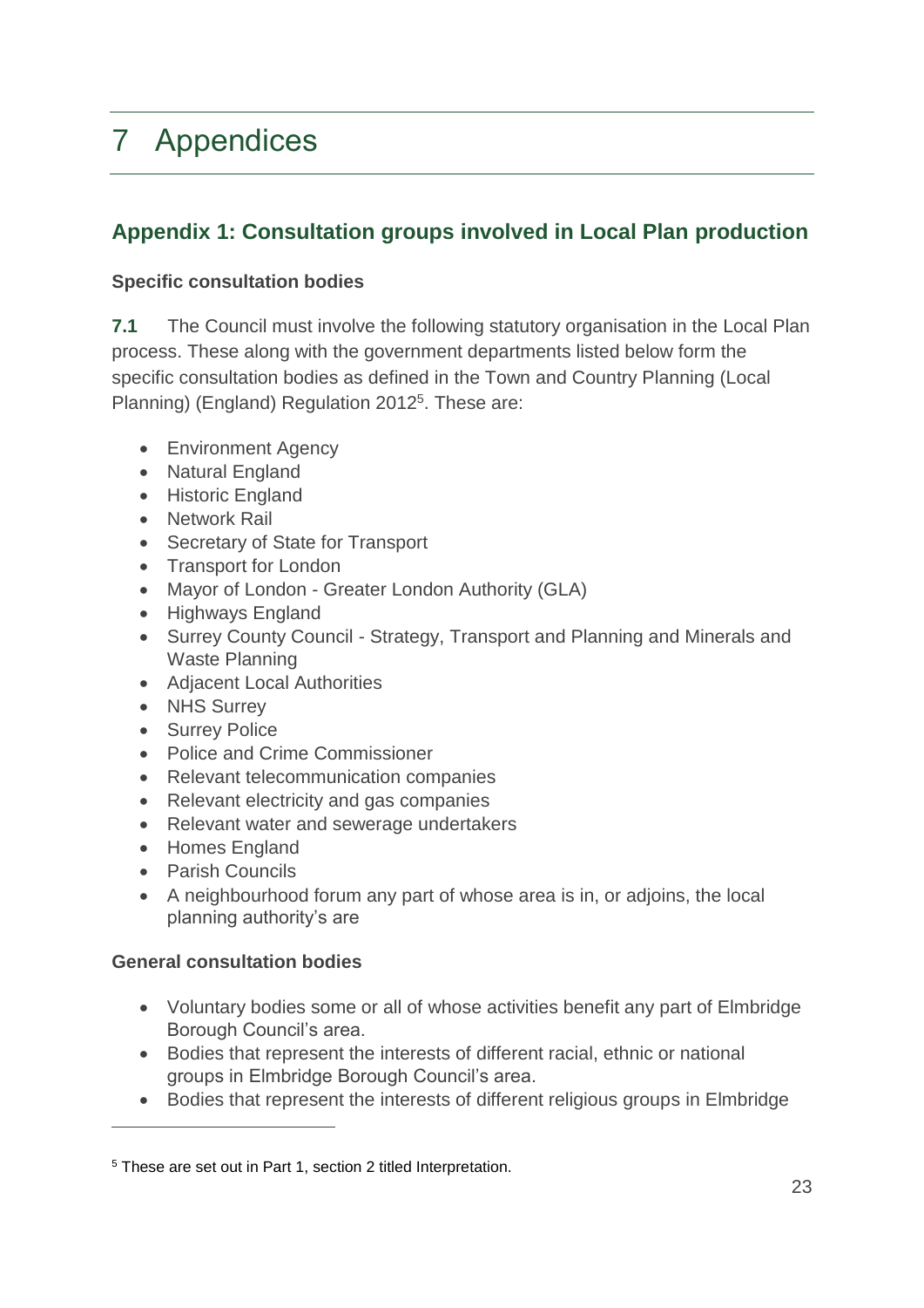# 7 Appendices

## Appendix 1: Consultation groups involved in Local Plan production

### Specific consultation bodies

**7.1** The Council must involve the following statutory organisation in the Local Plan process. These along with the government departments listed below form the specific consultation bodies as defined in the Town and Country Planning (Local Planning) (England) Regulation 2012[5]. These are:

- Environment Agency
- Natural England
- Historic England
- Network Rail
- Secretary of State for Transport
- Transport for London
- Mayor of London - Greater London Authority (GLA)
- Highways England
- Surrey County Council - Strategy, Transport and Planning and Minerals and Waste Planning
- Adjacent Local Authorities
- NHS Surrey
- Surrey Police
- Police and Crime Commissioner
- Relevant telecommunication companies
- Relevant electricity and gas companies
- Relevant water and sewerage undertakers
- Homes England
- Parish Councils
- A neighbourhood forum any part of whose area is in, or adjoins, the local planning authority's are

### General consultation bodies

- Voluntary bodies some or all of whose activities benefit any part of Elmbridge Borough Council's area.
- Bodies that represent the interests of different racial, ethnic or national groups in Elmbridge Borough Council's area.
- Bodies that represent the interests of different religious groups in Elmbridge

[5] These are set out in Part 1, section 2 titled Interpretation.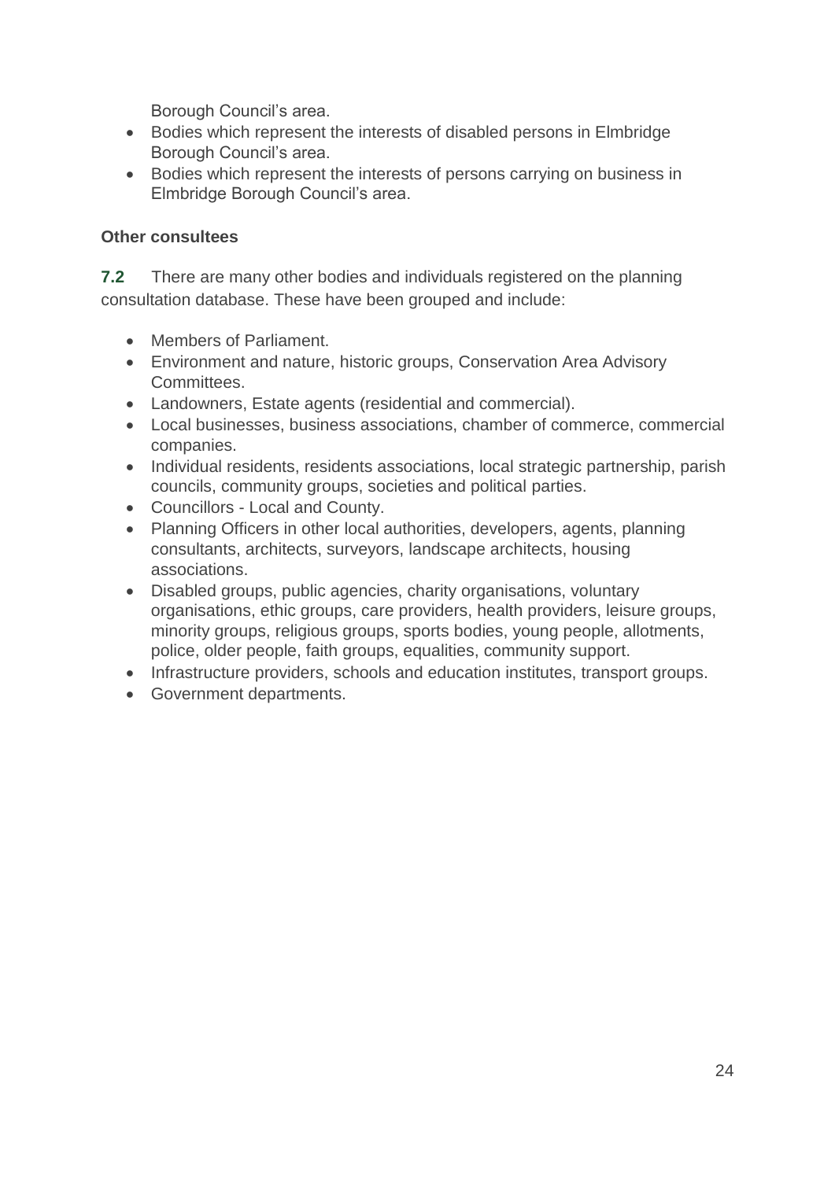Borough Council's area.

- Bodies which represent the interests of disabled persons in Elmbridge Borough Council's area.
- Bodies which represent the interests of persons carrying on business in Elmbridge Borough Council's area.

**Other consultees**

**7.2** There are many other bodies and individuals registered on the planning consultation database. These have been grouped and include:

- Members of Parliament.
- Environment and nature, historic groups, Conservation Area Advisory Committees.
- Landowners, Estate agents (residential and commercial).
- Local businesses, business associations, chamber of commerce, commercial companies.
- Individual residents, residents associations, local strategic partnership, parish councils, community groups, societies and political parties.
- Councillors - Local and County.
- Planning Officers in other local authorities, developers, agents, planning consultants, architects, surveyors, landscape architects, housing associations.
- Disabled groups, public agencies, charity organisations, voluntary organisations, ethic groups, care providers, health providers, leisure groups, minority groups, religious groups, sports bodies, young people, allotments, police, older people, faith groups, equalities, community support.
- Infrastructure providers, schools and education institutes, transport groups.
- Government departments.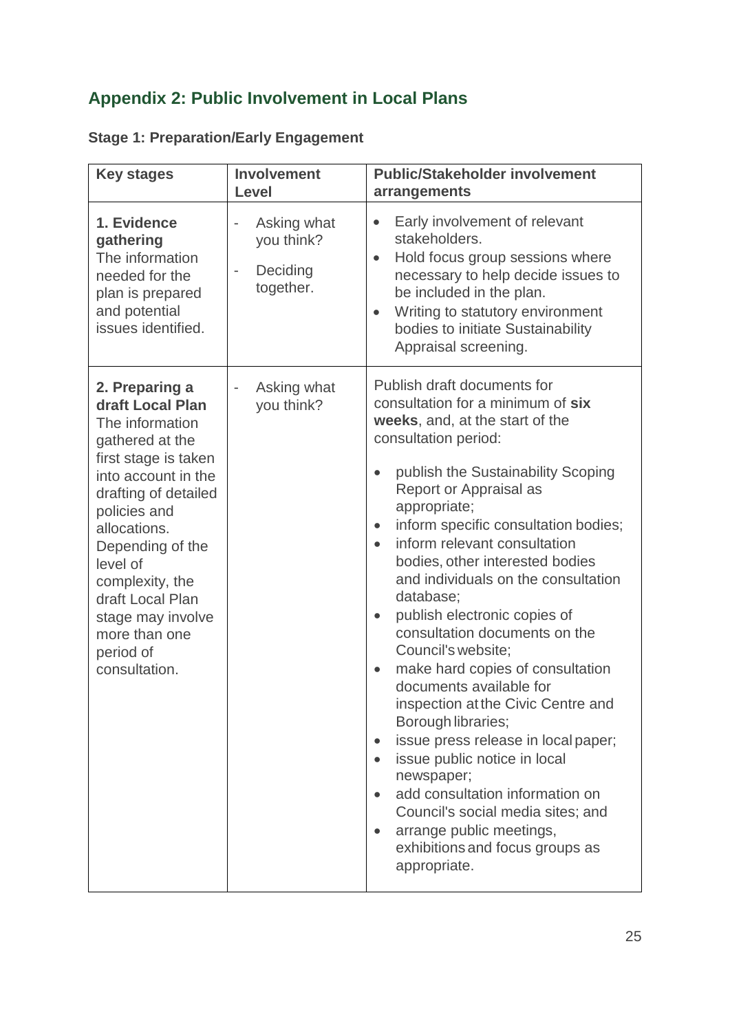## Appendix 2: Public Involvement in Local Plans

### Stage 1: Preparation/Early Engagement

| Key stages | Involvement Level | Public/Stakeholder involvement arrangements |
|---|---|---|
| **1. Evidence gathering**<br>The information needed for the plan is prepared and potential issues identified. | - Asking what you think?<br>- Deciding together. | • Early involvement of relevant stakeholders.<br>• Hold focus group sessions where necessary to help decide issues to be included in the plan.<br>• Writing to statutory environment bodies to initiate Sustainability Appraisal screening. |
| **2. Preparing a draft Local Plan**<br>The information gathered at the first stage is taken into account in the drafting of detailed policies and allocations. Depending of the level of complexity, the draft Local Plan stage may involve more than one period of consultation. | - Asking what you think? | Publish draft documents for consultation for a minimum of **six weeks**, and, at the start of the consultation period:<br>• publish the Sustainability Scoping Report or Appraisal as appropriate;<br>• inform specific consultation bodies;<br>• inform relevant consultation bodies, other interested bodies and individuals on the consultation database;<br>• publish electronic copies of consultation documents on the Council's website;<br>• make hard copies of consultation documents available for inspection at the Civic Centre and Borough libraries;<br>• issue press release in local paper;<br>• issue public notice in local newspaper;<br>• add consultation information on Council's social media sites; and<br>• arrange public meetings, exhibitions and focus groups as appropriate. |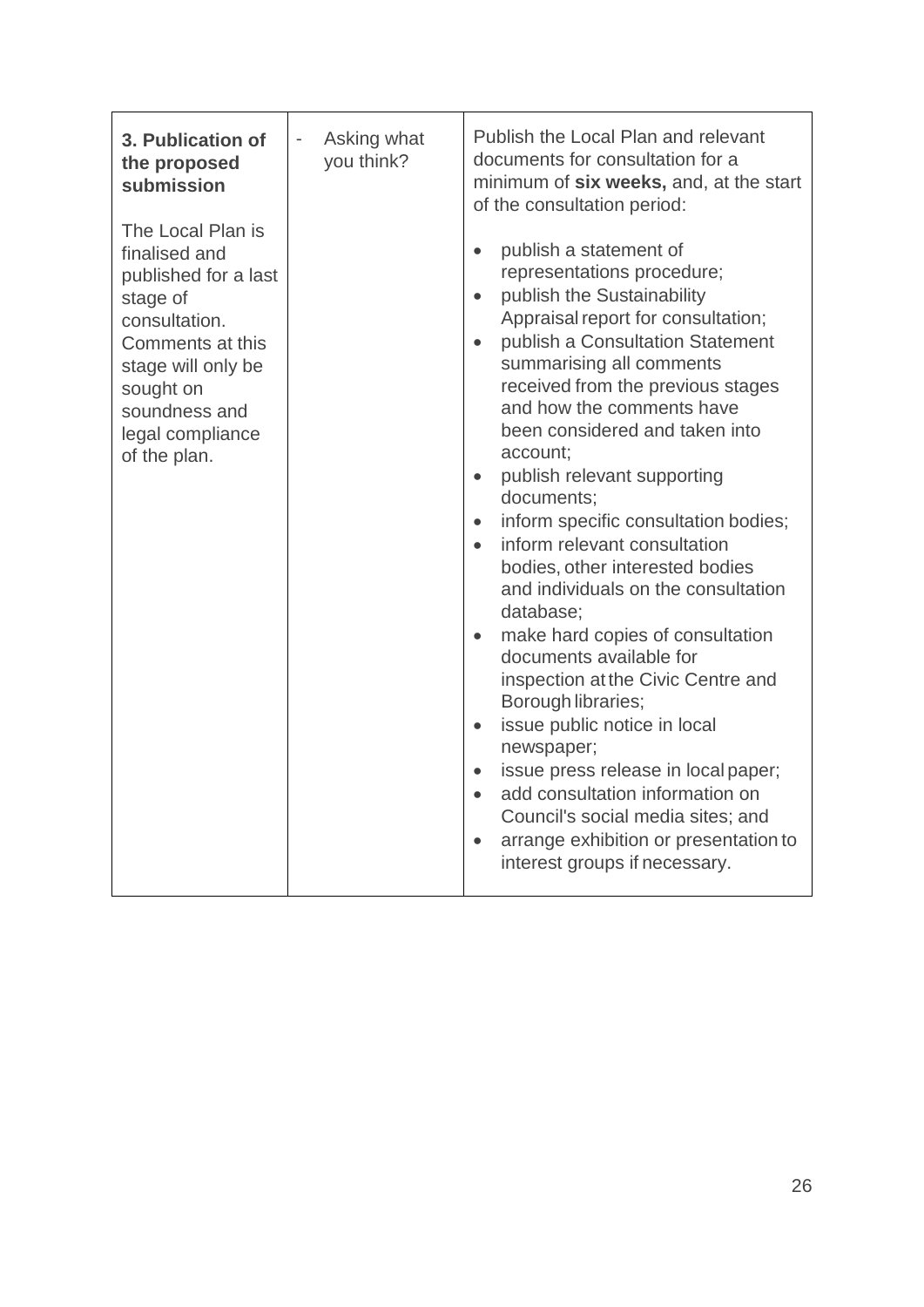| | | |
|---|---|---|
| **3. Publication of the proposed submission**<br><br>The Local Plan is finalised and published for a last stage of consultation. Comments at this stage will only be sought on soundness and legal compliance of the plan. | - Asking what you think? | Publish the Local Plan and relevant documents for consultation for a minimum of **six weeks,** and, at the start of the consultation period:<br><br>• publish a statement of representations procedure;<br>• publish the Sustainability Appraisal report for consultation;<br>• publish a Consultation Statement summarising all comments received from the previous stages and how the comments have been considered and taken into account;<br>• publish relevant supporting documents;<br>• inform specific consultation bodies;<br>• inform relevant consultation bodies, other interested bodies and individuals on the consultation database;<br>• make hard copies of consultation documents available for inspection at the Civic Centre and Borough libraries;<br>• issue public notice in local newspaper;<br>• issue press release in local paper;<br>• add consultation information on Council's social media sites; and<br>• arrange exhibition or presentation to interest groups if necessary. |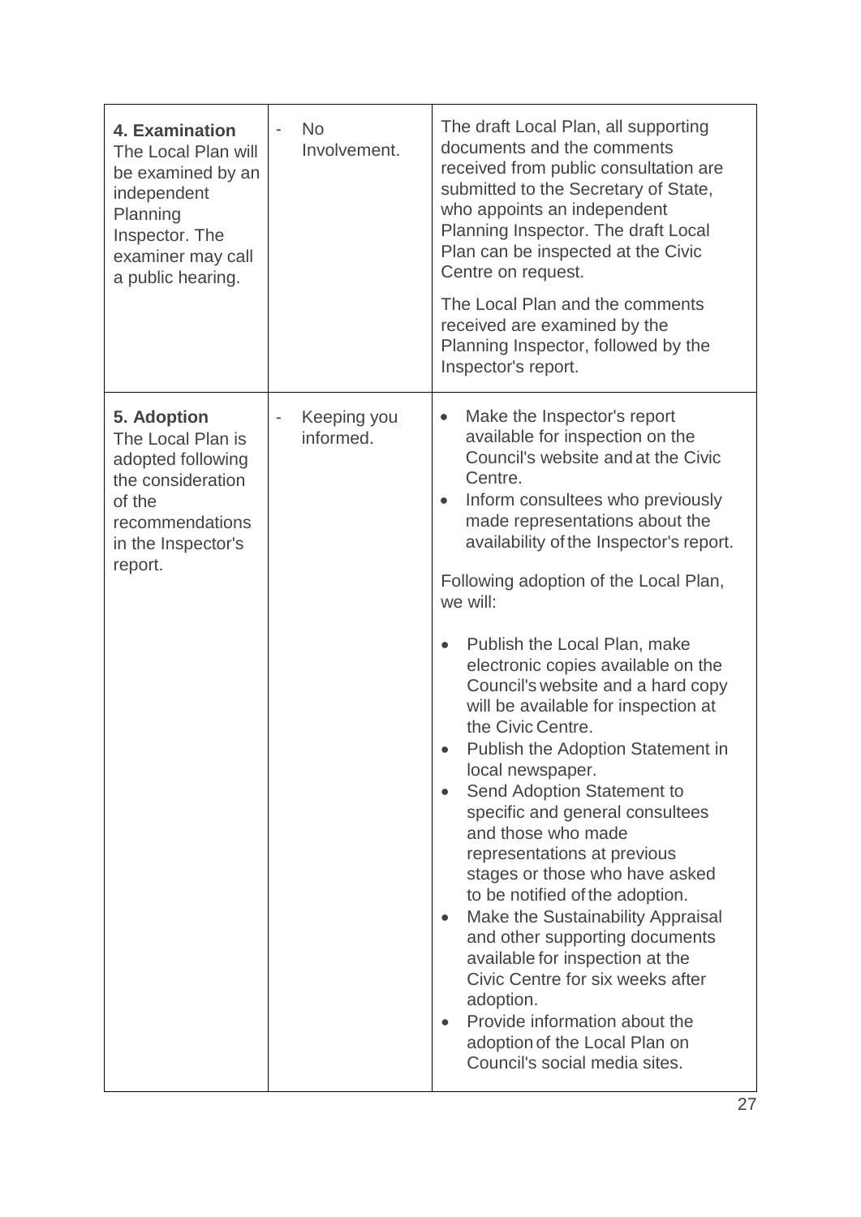| | | |
|---|---|---|
| **4. Examination** The Local Plan will be examined by an independent Planning Inspector. The examiner may call a public hearing. | - No Involvement. | The draft Local Plan, all supporting documents and the comments received from public consultation are submitted to the Secretary of State, who appoints an independent Planning Inspector. The draft Local Plan can be inspected at the Civic Centre on request.<br><br>The Local Plan and the comments received are examined by the Planning Inspector, followed by the Inspector's report. |
| **5. Adoption** The Local Plan is adopted following the consideration of the recommendations in the Inspector's report. | - Keeping you informed. | • Make the Inspector's report available for inspection on the Council's website and at the Civic Centre.<br>• Inform consultees who previously made representations about the availability of the Inspector's report.<br><br>Following adoption of the Local Plan, we will:<br><br>• Publish the Local Plan, make electronic copies available on the Council's website and a hard copy will be available for inspection at the Civic Centre.<br>• Publish the Adoption Statement in local newspaper.<br>• Send Adoption Statement to specific and general consultees and those who made representations at previous stages or those who have asked to be notified of the adoption.<br>• Make the Sustainability Appraisal and other supporting documents available for inspection at the Civic Centre for six weeks after adoption.<br>• Provide information about the adoption of the Local Plan on Council's social media sites. |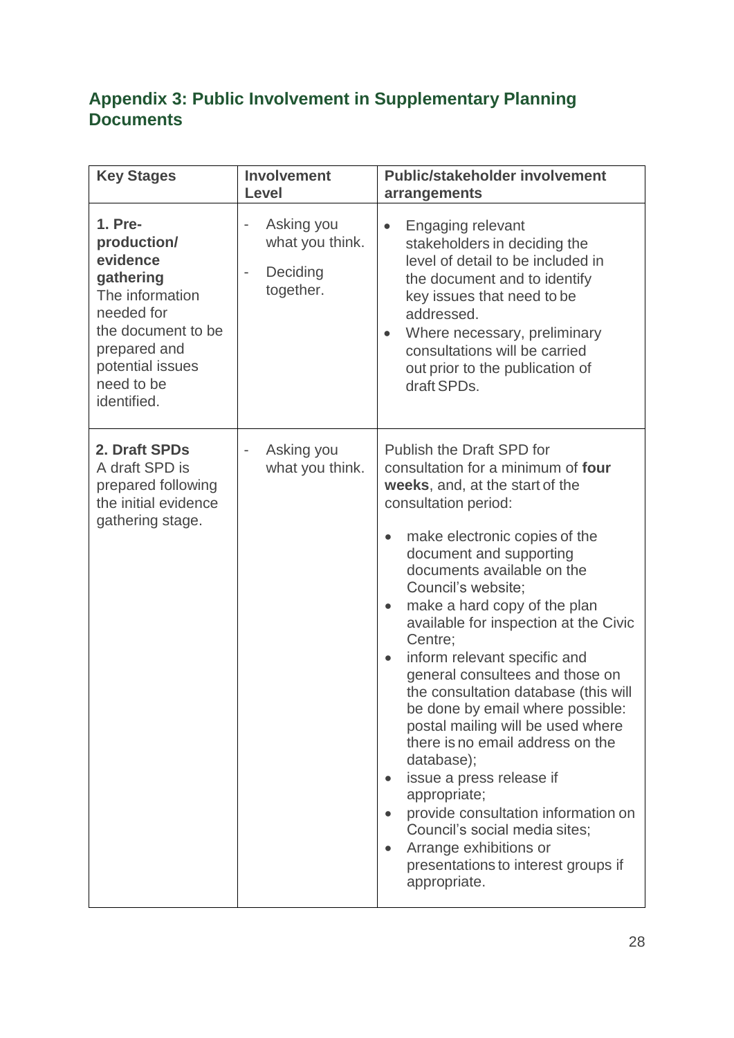## Appendix 3: Public Involvement in Supplementary Planning Documents

| Key Stages | Involvement Level | Public/stakeholder involvement arrangements |
|---|---|---|
| **1. Pre-production/ evidence gathering** The information needed for the document to be prepared and potential issues need to be identified. | - Asking you what you think.<br>- Deciding together. | • Engaging relevant stakeholders in deciding the level of detail to be included in the document and to identify key issues that need to be addressed.<br>• Where necessary, preliminary consultations will be carried out prior to the publication of draft SPDs. |
| **2. Draft SPDs** A draft SPD is prepared following the initial evidence gathering stage. | - Asking you what you think. | Publish the Draft SPD for consultation for a minimum of **four weeks**, and, at the start of the consultation period:<br>• make electronic copies of the document and supporting documents available on the Council's website;<br>• make a hard copy of the plan available for inspection at the Civic Centre;<br>• inform relevant specific and general consultees and those on the consultation database (this will be done by email where possible: postal mailing will be used where there is no email address on the database);<br>• issue a press release if appropriate;<br>• provide consultation information on Council's social media sites;<br>• Arrange exhibitions or presentations to interest groups if appropriate. |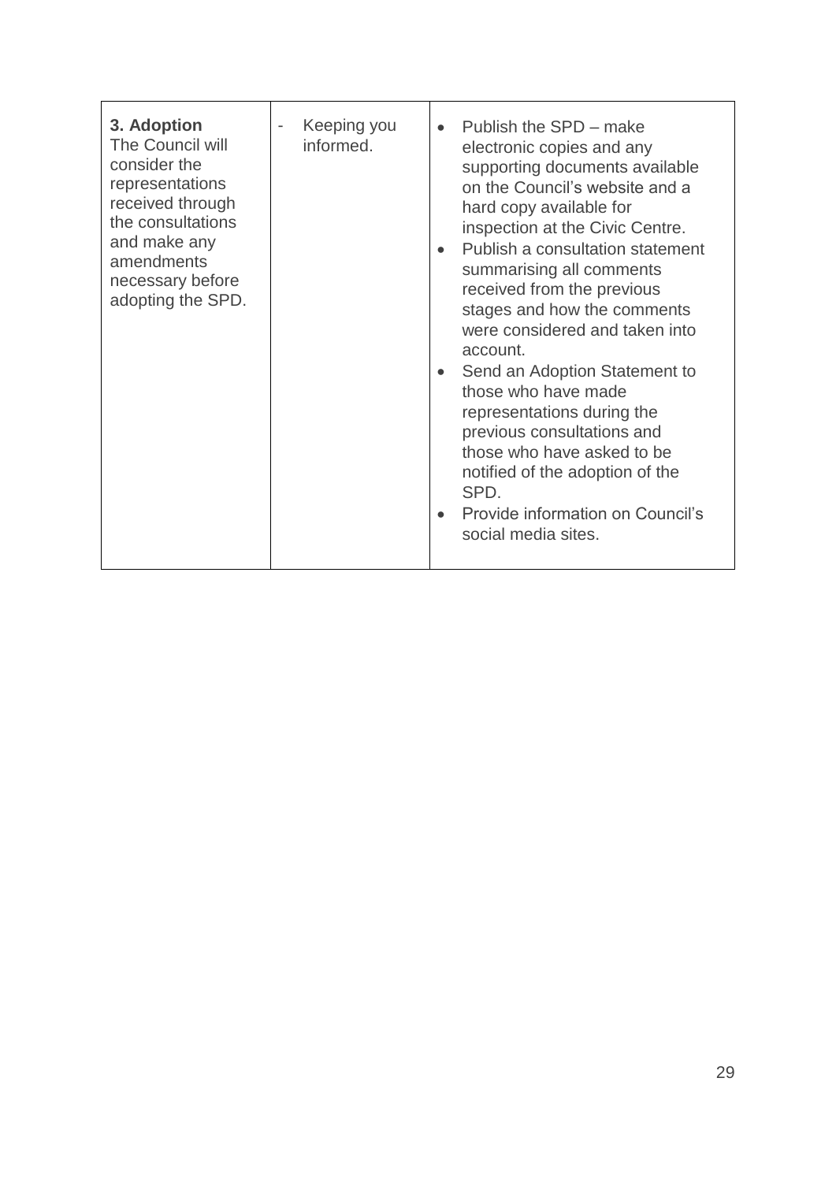| **3. Adoption** The Council will consider the representations received through the consultations and make any amendments necessary before adopting the SPD. | - Keeping you informed. | • Publish the SPD – make electronic copies and any supporting documents available on the Council's website and a hard copy available for inspection at the Civic Centre.<br>• Publish a consultation statement summarising all comments received from the previous stages and how the comments were considered and taken into account.<br>• Send an Adoption Statement to those who have made representations during the previous consultations and those who have asked to be notified of the adoption of the SPD.<br>• Provide information on Council's social media sites. |
|---|---|---|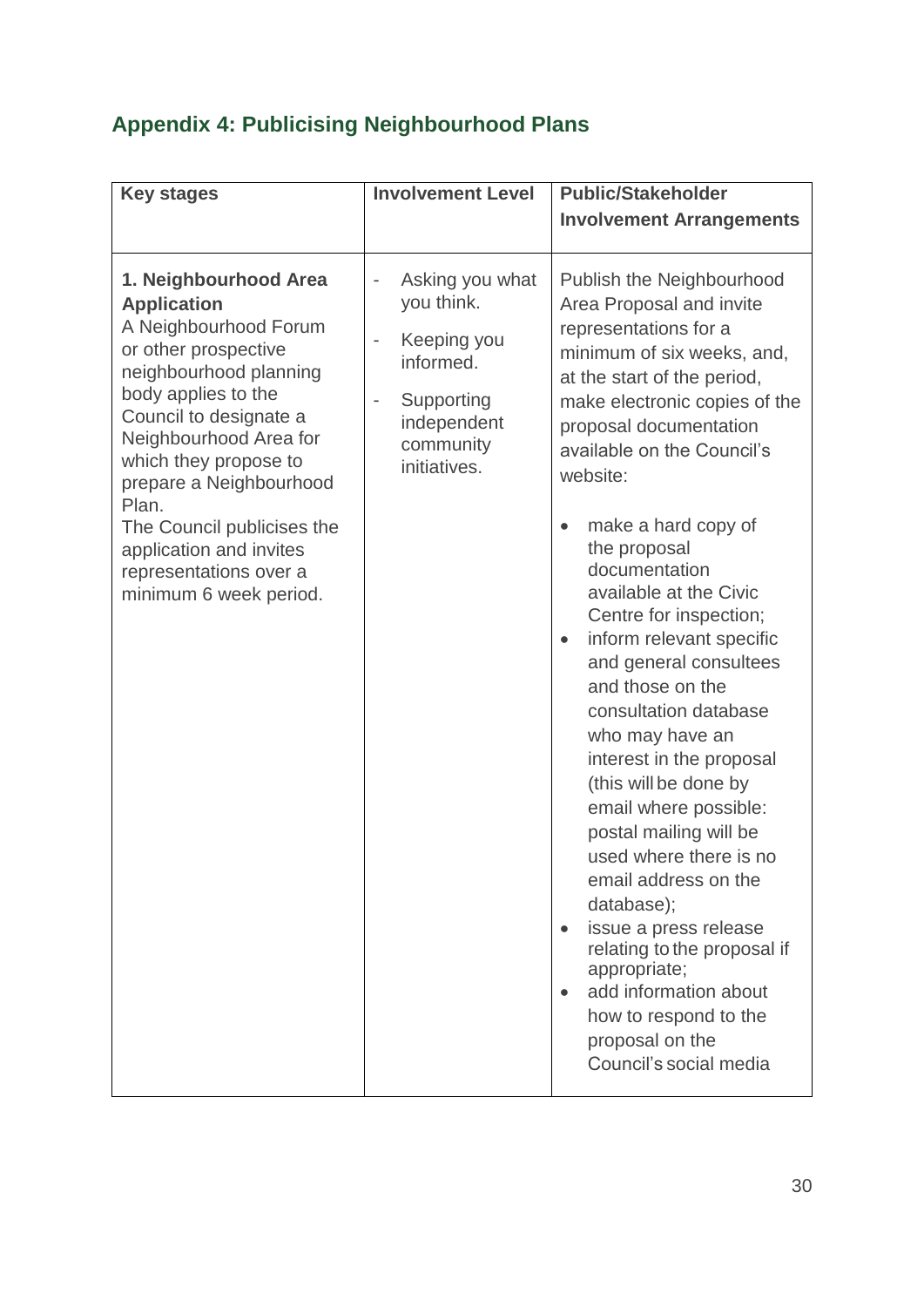## Appendix 4: Publicising Neighbourhood Plans

| Key stages | Involvement Level | Public/Stakeholder Involvement Arrangements |
| --- | --- | --- |
| **1. Neighbourhood Area Application**<br>A Neighbourhood Forum or other prospective neighbourhood planning body applies to the Council to designate a Neighbourhood Area for which they propose to prepare a Neighbourhood Plan.<br>The Council publicises the application and invites representations over a minimum 6 week period. | - Asking you what you think.<br>- Keeping you informed.<br>- Supporting independent community initiatives. | Publish the Neighbourhood Area Proposal and invite representations for a minimum of six weeks, and, at the start of the period, make electronic copies of the proposal documentation available on the Council's website:<br>• make a hard copy of the proposal documentation available at the Civic Centre for inspection;<br>• inform relevant specific and general consultees and those on the consultation database who may have an interest in the proposal (this will be done by email where possible: postal mailing will be used where there is no email address on the database);<br>• issue a press release relating to the proposal if appropriate;<br>• add information about how to respond to the proposal on the Council's social media |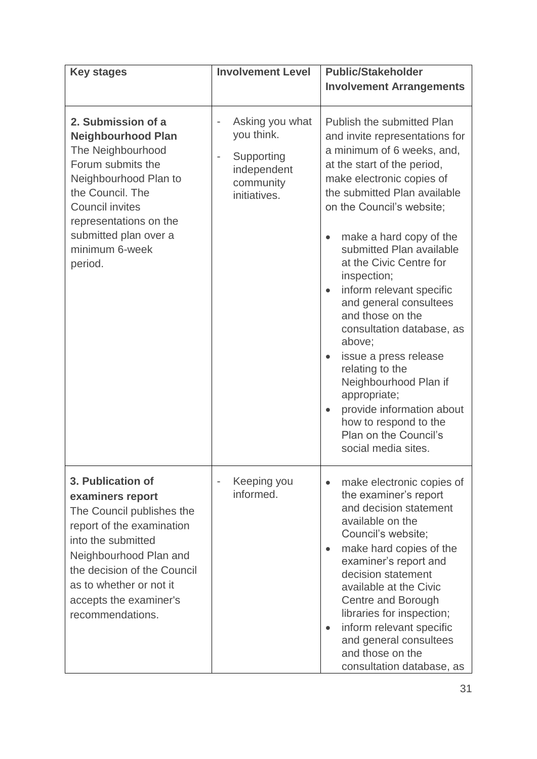| Key stages | Involvement Level | Public/Stakeholder Involvement Arrangements |
|---|---|---|
| **2. Submission of a Neighbourhood Plan**<br>The Neighbourhood Forum submits the Neighbourhood Plan to the Council. The Council invites representations on the submitted plan over a minimum 6-week period. | - Asking you what you think.<br>- Supporting independent community initiatives. | Publish the submitted Plan and invite representations for a minimum of 6 weeks, and, at the start of the period, make electronic copies of the submitted Plan available on the Council's website;<br>• make a hard copy of the submitted Plan available at the Civic Centre for inspection;<br>• inform relevant specific and general consultees and those on the consultation database, as above;<br>• issue a press release relating to the Neighbourhood Plan if appropriate;<br>• provide information about how to respond to the Plan on the Council's social media sites. |
| **3. Publication of examiners report**<br>The Council publishes the report of the examination into the submitted Neighbourhood Plan and the decision of the Council as to whether or not it accepts the examiner's recommendations. | - Keeping you informed. | • make electronic copies of the examiner's report and decision statement available on the Council's website;<br>• make hard copies of the examiner's report and decision statement available at the Civic Centre and Borough libraries for inspection;<br>• inform relevant specific and general consultees and those on the consultation database, as |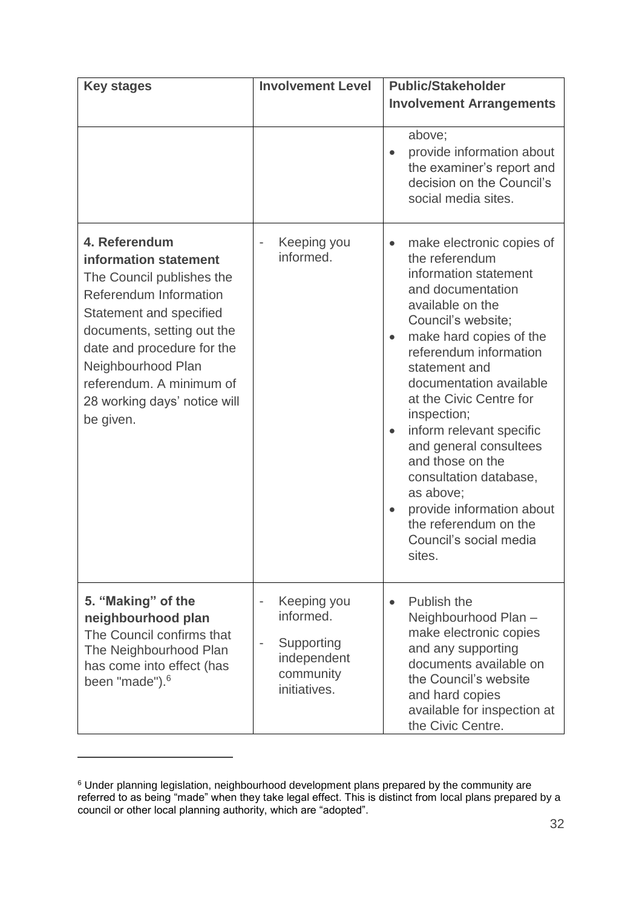| Key stages | Involvement Level | Public/Stakeholder Involvement Arrangements |
|---|---|---|
| | | above;<br>• provide information about the examiner's report and decision on the Council's social media sites. |
| **4. Referendum information statement**<br>The Council publishes the Referendum Information Statement and specified documents, setting out the date and procedure for the Neighbourhood Plan referendum. A minimum of 28 working days' notice will be given. | - Keeping you informed. | • make electronic copies of the referendum information statement and documentation available on the Council's website;<br>• make hard copies of the referendum information statement and documentation available at the Civic Centre for inspection;<br>• inform relevant specific and general consultees and those on the consultation database, as above;<br>• provide information about the referendum on the Council's social media sites. |
| **5. "Making" of the neighbourhood plan**<br>The Council confirms that The Neighbourhood Plan has come into effect (has been "made").[6] | - Keeping you informed.<br>- Supporting independent community initiatives. | • Publish the Neighbourhood Plan – make electronic copies and any supporting documents available on the Council's website and hard copies available for inspection at the Civic Centre. |

[6] Under planning legislation, neighbourhood development plans prepared by the community are referred to as being "made" when they take legal effect. This is distinct from local plans prepared by a council or other local planning authority, which are "adopted".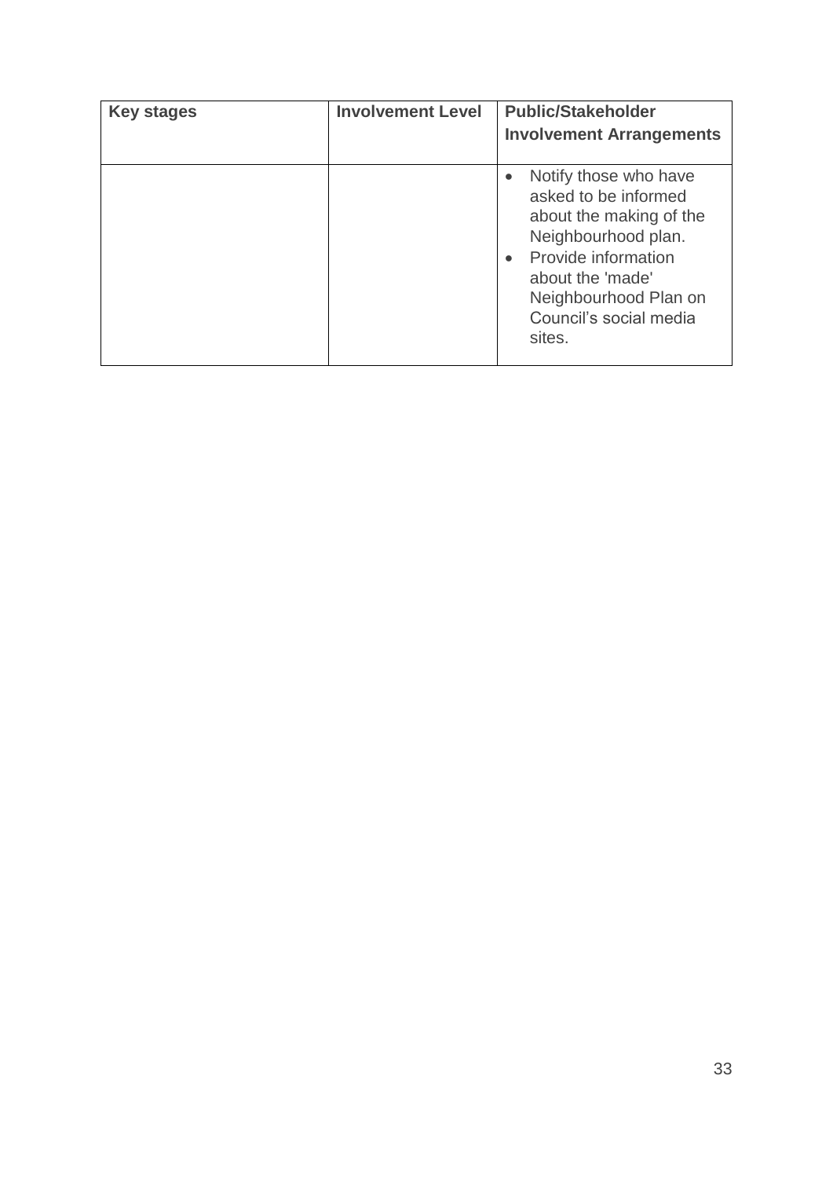| Key stages | Involvement Level | Public/Stakeholder Involvement Arrangements |
|---|---|---|
| | | • Notify those who have asked to be informed about the making of the Neighbourhood plan.<br>• Provide information about the 'made' Neighbourhood Plan on Council's social media sites. |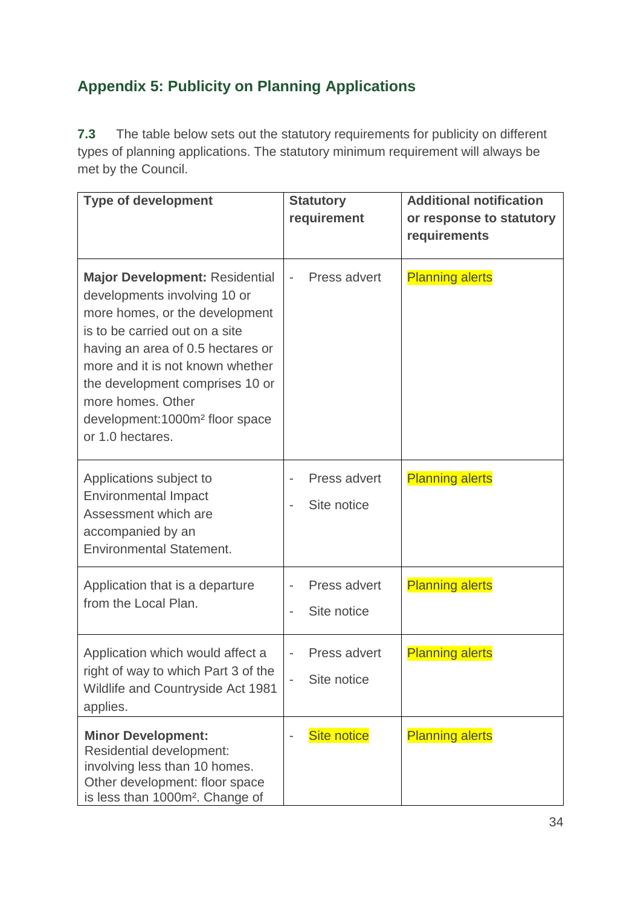## Appendix 5: Publicity on Planning Applications

**7.3** The table below sets out the statutory requirements for publicity on different types of planning applications. The statutory minimum requirement will always be met by the Council.

| Type of development | Statutory requirement | Additional notification or response to statutory requirements |
|---|---|---|
| **Major Development:** Residential developments involving 10 or more homes, or the development is to be carried out on a site having an area of 0.5 hectares or more and it is not known whether the development comprises 10 or more homes. Other development:1000m² floor space or 1.0 hectares. | - Press advert | Planning alerts |
| Applications subject to Environmental Impact Assessment which are accompanied by an Environmental Statement. | - Press advert<br>- Site notice | Planning alerts |
| Application that is a departure from the Local Plan. | - Press advert<br>- Site notice | Planning alerts |
| Application which would affect a right of way to which Part 3 of the Wildlife and Countryside Act 1981 applies. | - Press advert<br>- Site notice | Planning alerts |
| **Minor Development:** Residential development: involving less than 10 homes. Other development: floor space is less than 1000m². Change of | - Site notice | Planning alerts |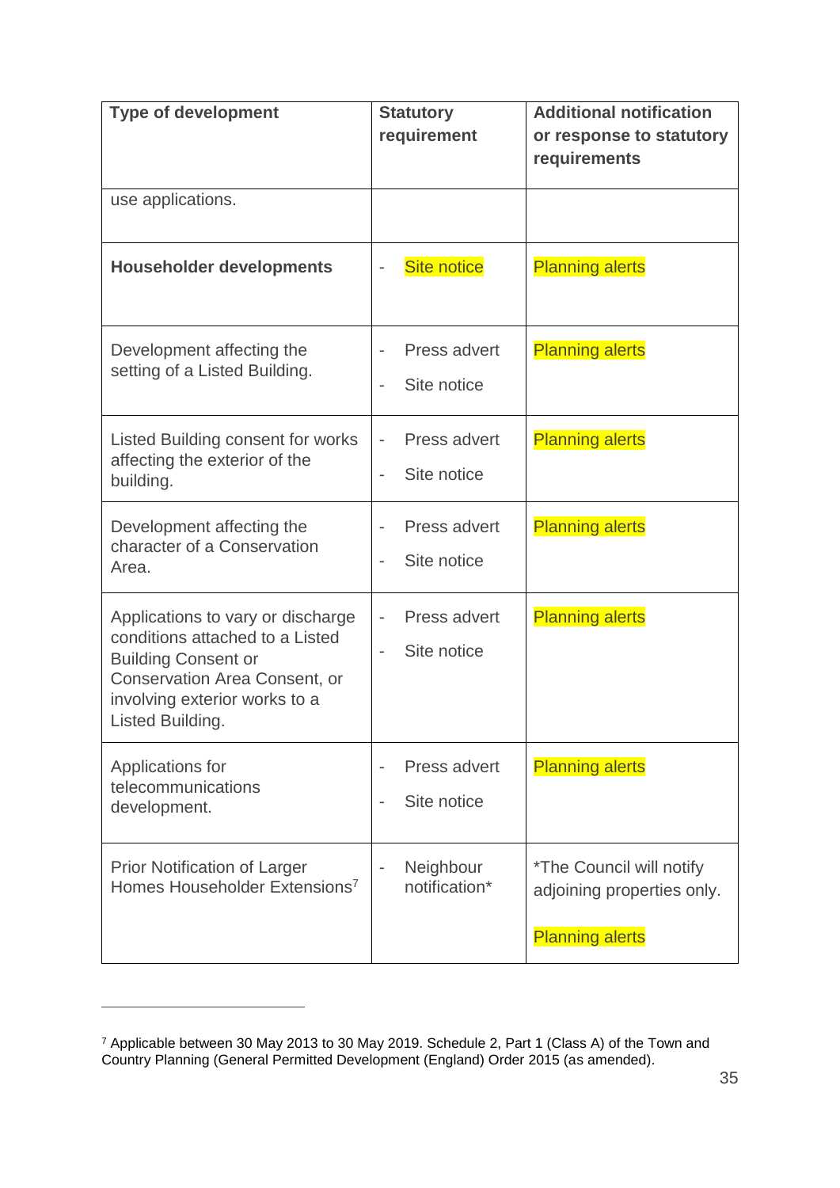| Type of development | Statutory requirement | Additional notification or response to statutory requirements |
|---|---|---|
| use applications. | | |
| **Householder developments** | - Site notice | Planning alerts |
| Development affecting the setting of a Listed Building. | - Press advert<br>- Site notice | Planning alerts |
| Listed Building consent for works affecting the exterior of the building. | - Press advert<br>- Site notice | Planning alerts |
| Development affecting the character of a Conservation Area. | - Press advert<br>- Site notice | Planning alerts |
| Applications to vary or discharge conditions attached to a Listed Building Consent or Conservation Area Consent, or involving exterior works to a Listed Building. | - Press advert<br>- Site notice | Planning alerts |
| Applications for telecommunications development. | - Press advert<br>- Site notice | Planning alerts |
| Prior Notification of Larger Homes Householder Extensions[7] | - Neighbour notification* | *The Council will notify adjoining properties only.<br><br>Planning alerts |

[7] Applicable between 30 May 2013 to 30 May 2019. Schedule 2, Part 1 (Class A) of the Town and Country Planning (General Permitted Development (England) Order 2015 (as amended).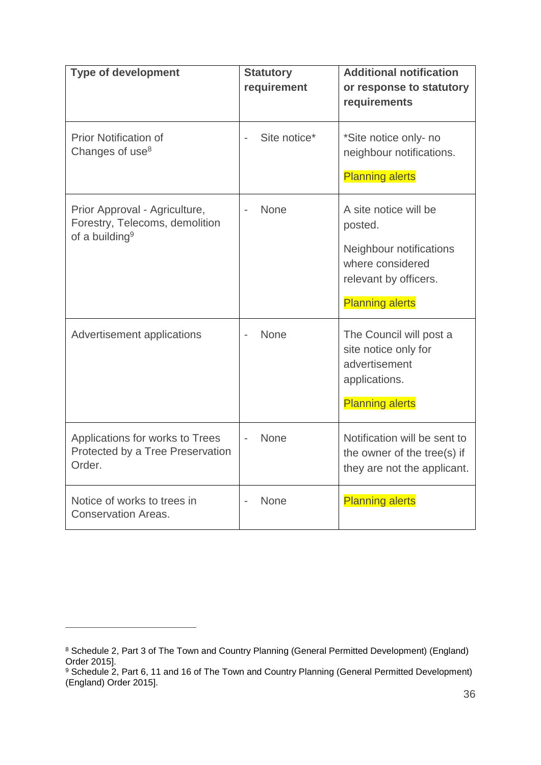| Type of development | Statutory requirement | Additional notification or response to statutory requirements |
|---|---|---|
| Prior Notification of Changes of use[8] | - Site notice* | *Site notice only- no neighbour notifications.<br><br>Planning alerts |
| Prior Approval - Agriculture, Forestry, Telecoms, demolition of a building[9] | - None | A site notice will be posted.<br><br>Neighbour notifications where considered relevant by officers.<br><br>Planning alerts |
| Advertisement applications | - None | The Council will post a site notice only for advertisement applications.<br><br>Planning alerts |
| Applications for works to Trees Protected by a Tree Preservation Order. | - None | Notification will be sent to the owner of the tree(s) if they are not the applicant. |
| Notice of works to trees in Conservation Areas. | - None | Planning alerts |

[8] Schedule 2, Part 3 of The Town and Country Planning (General Permitted Development) (England) Order 2015].

[9] Schedule 2, Part 6, 11 and 16 of The Town and Country Planning (General Permitted Development) (England) Order 2015].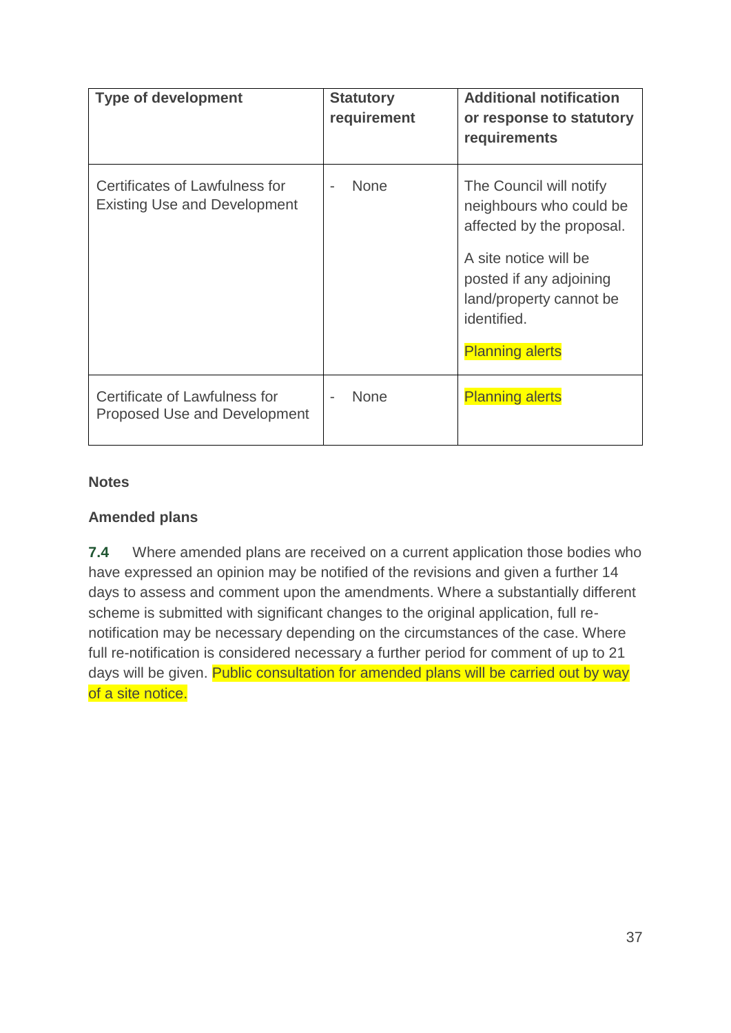| Type of development | Statutory requirement | Additional notification or response to statutory requirements |
|---|---|---|
| Certificates of Lawfulness for Existing Use and Development | - None | The Council will notify neighbours who could be affected by the proposal.<br><br>A site notice will be posted if any adjoining land/property cannot be identified.<br><br>Planning alerts |
| Certificate of Lawfulness for Proposed Use and Development | - None | Planning alerts |

**Notes**

**Amended plans**

**7.4** Where amended plans are received on a current application those bodies who have expressed an opinion may be notified of the revisions and given a further 14 days to assess and comment upon the amendments. Where a substantially different scheme is submitted with significant changes to the original application, full re-notification may be necessary depending on the circumstances of the case. Where full re-notification is considered necessary a further period for comment of up to 21 days will be given. Public consultation for amended plans will be carried out by way of a site notice.